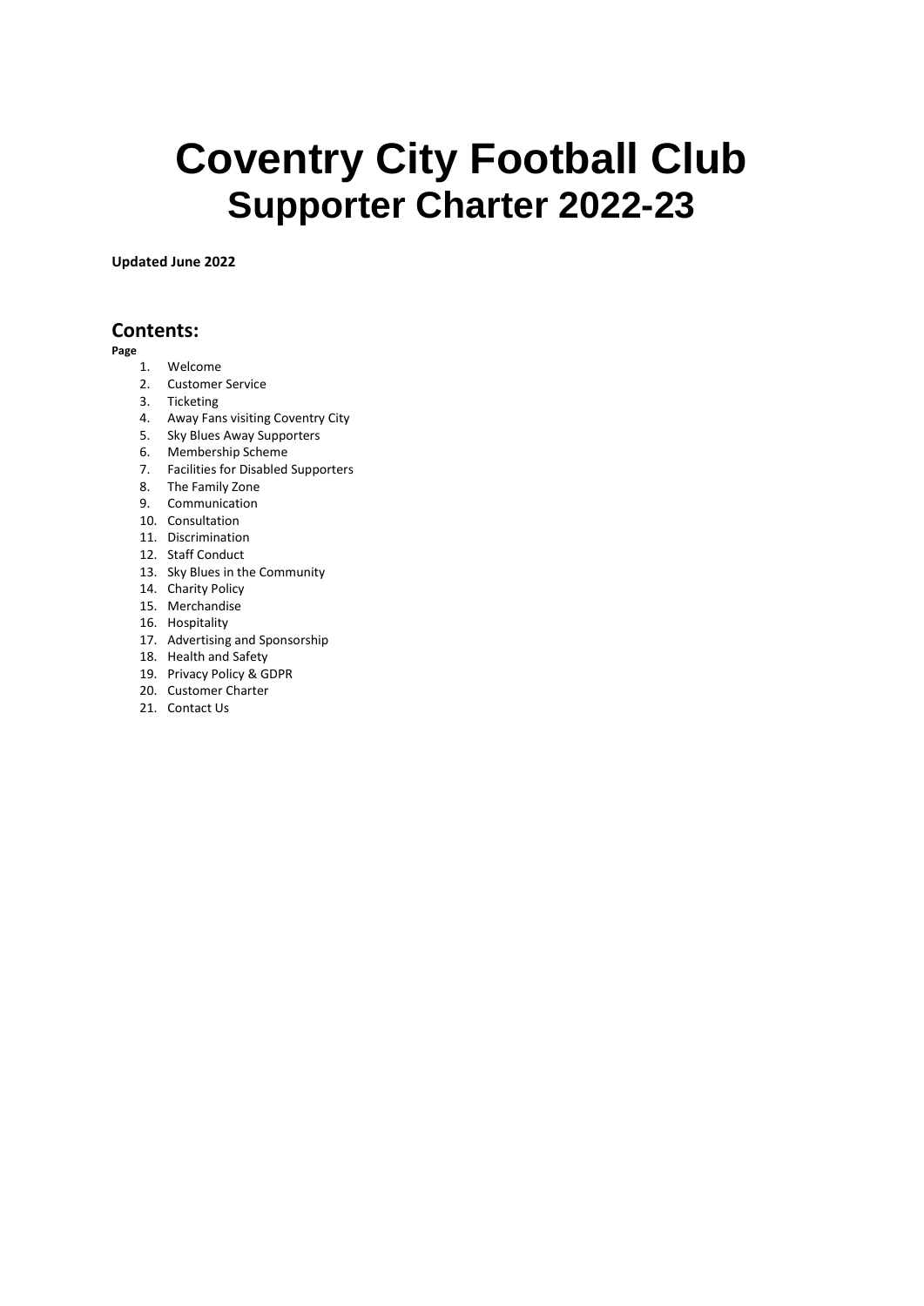# Coventry City Football Club
## Supporter Charter 2022-23

**Updated June 2022**

## Contents:

**Page**

1. Welcome
2. Customer Service
3. Ticketing
4. Away Fans visiting Coventry City
5. Sky Blues Away Supporters
6. Membership Scheme
7. Facilities for Disabled Supporters
8. The Family Zone
9. Communication
10. Consultation
11. Discrimination
12. Staff Conduct
13. Sky Blues in the Community
14. Charity Policy
15. Merchandise
16. Hospitality
17. Advertising and Sponsorship
18. Health and Safety
19. Privacy Policy & GDPR
20. Customer Charter
21. Contact Us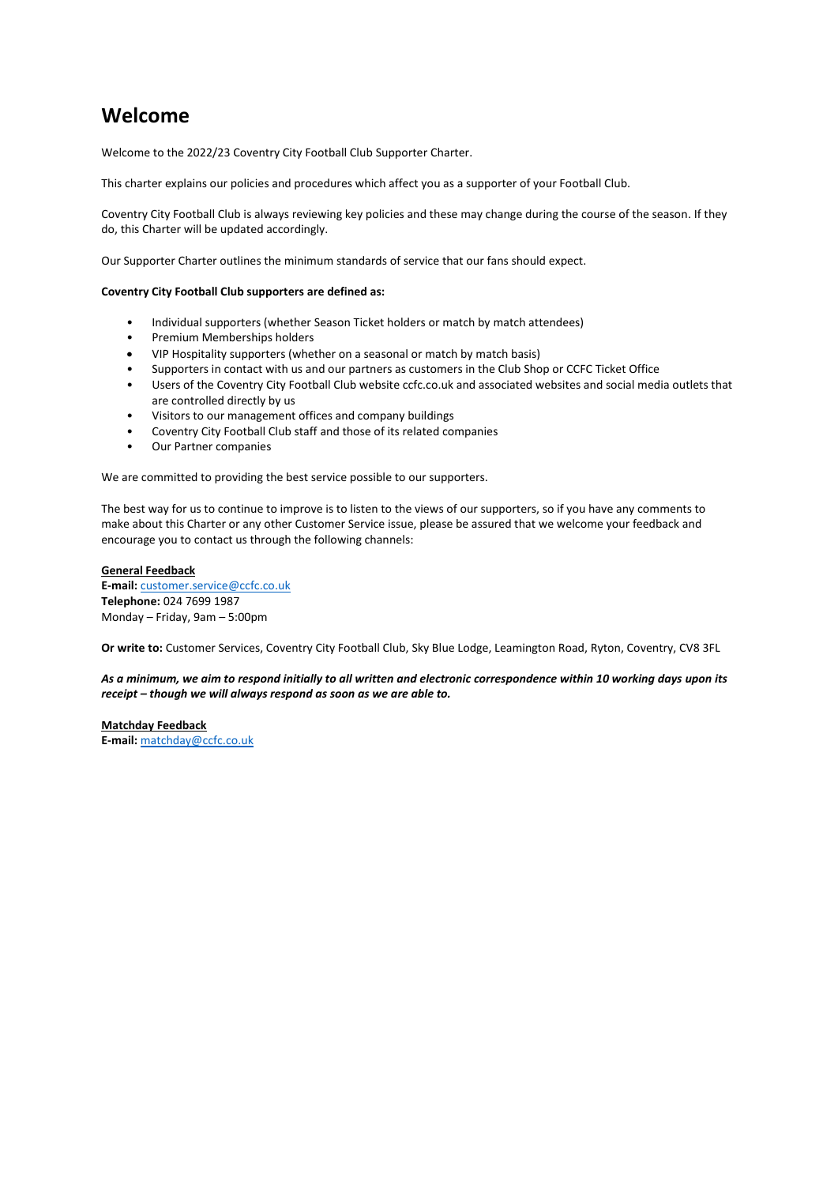# Welcome

Welcome to the 2022/23 Coventry City Football Club Supporter Charter.

This charter explains our policies and procedures which affect you as a supporter of your Football Club.

Coventry City Football Club is always reviewing key policies and these may change during the course of the season. If they do, this Charter will be updated accordingly.

Our Supporter Charter outlines the minimum standards of service that our fans should expect.

**Coventry City Football Club supporters are defined as:**

- Individual supporters (whether Season Ticket holders or match by match attendees)
- Premium Memberships holders
- VIP Hospitality supporters (whether on a seasonal or match by match basis)
- Supporters in contact with us and our partners as customers in the Club Shop or CCFC Ticket Office
- Users of the Coventry City Football Club website ccfc.co.uk and associated websites and social media outlets that are controlled directly by us
- Visitors to our management offices and company buildings
- Coventry City Football Club staff and those of its related companies
- Our Partner companies

We are committed to providing the best service possible to our supporters.

The best way for us to continue to improve is to listen to the views of our supporters, so if you have any comments to make about this Charter or any other Customer Service issue, please be assured that we welcome your feedback and encourage you to contact us through the following channels:

**General Feedback**
**E-mail:** customer.service@ccfc.co.uk
**Telephone:** 024 7699 1987
Monday – Friday, 9am – 5:00pm

**Or write to:** Customer Services, Coventry City Football Club, Sky Blue Lodge, Leamington Road, Ryton, Coventry, CV8 3FL

***As a minimum, we aim to respond initially to all written and electronic correspondence within 10 working days upon its receipt – though we will always respond as soon as we are able to.***

**Matchday Feedback**
**E-mail:** matchday@ccfc.co.uk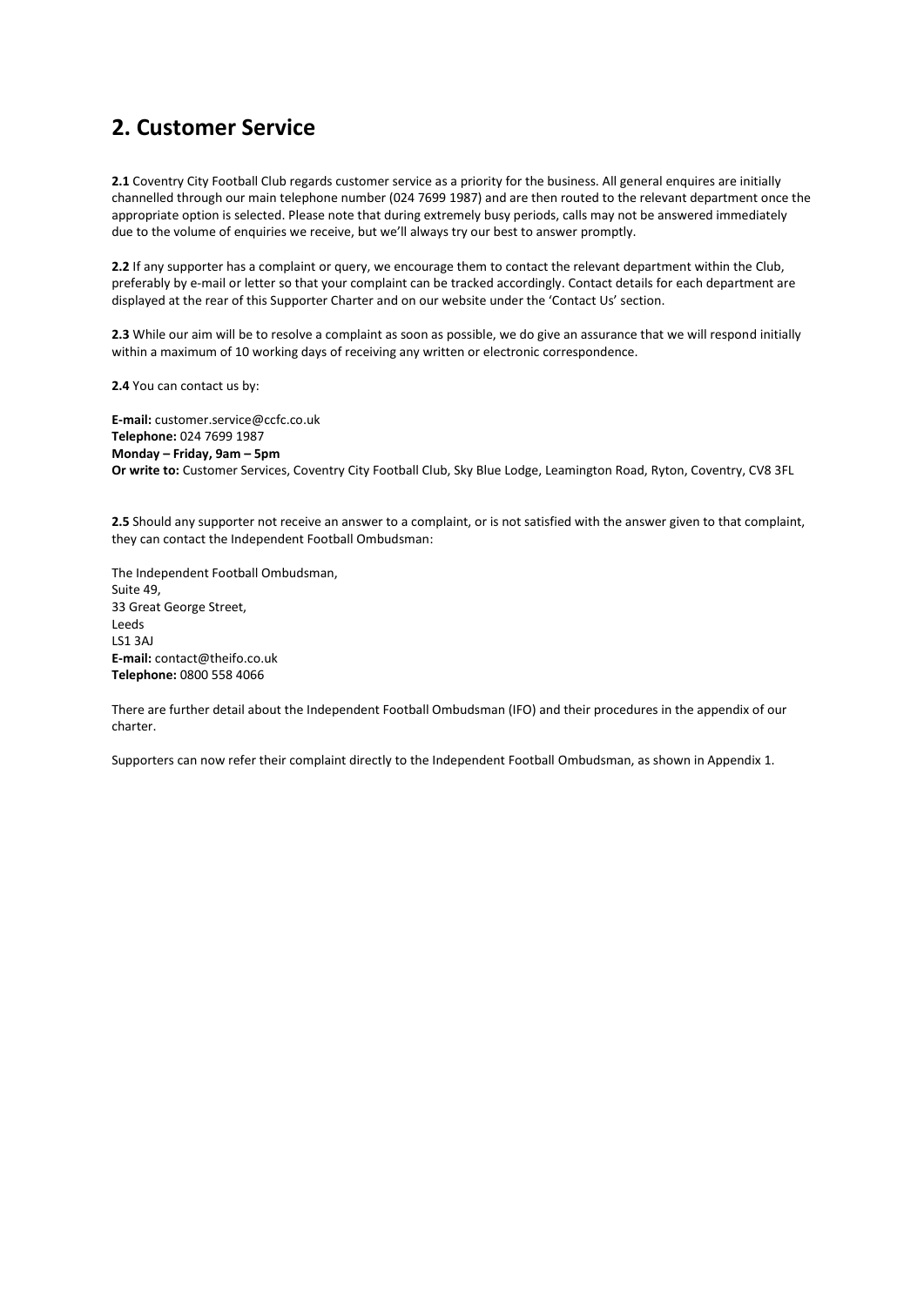## 2. Customer Service

**2.1** Coventry City Football Club regards customer service as a priority for the business. All general enquires are initially channelled through our main telephone number (024 7699 1987) and are then routed to the relevant department once the appropriate option is selected. Please note that during extremely busy periods, calls may not be answered immediately due to the volume of enquiries we receive, but we'll always try our best to answer promptly.

**2.2** If any supporter has a complaint or query, we encourage them to contact the relevant department within the Club, preferably by e-mail or letter so that your complaint can be tracked accordingly. Contact details for each department are displayed at the rear of this Supporter Charter and on our website under the 'Contact Us' section.

**2.3** While our aim will be to resolve a complaint as soon as possible, we do give an assurance that we will respond initially within a maximum of 10 working days of receiving any written or electronic correspondence.

**2.4** You can contact us by:

**E-mail:** customer.service@ccfc.co.uk
**Telephone:** 024 7699 1987
**Monday – Friday, 9am – 5pm**
**Or write to:** Customer Services, Coventry City Football Club, Sky Blue Lodge, Leamington Road, Ryton, Coventry, CV8 3FL

**2.5** Should any supporter not receive an answer to a complaint, or is not satisfied with the answer given to that complaint, they can contact the Independent Football Ombudsman:

The Independent Football Ombudsman,
Suite 49,
33 Great George Street,
Leeds
LS1 3AJ
**E-mail:** contact@theifo.co.uk
**Telephone:** 0800 558 4066

There are further detail about the Independent Football Ombudsman (IFO) and their procedures in the appendix of our charter.

Supporters can now refer their complaint directly to the Independent Football Ombudsman, as shown in Appendix 1.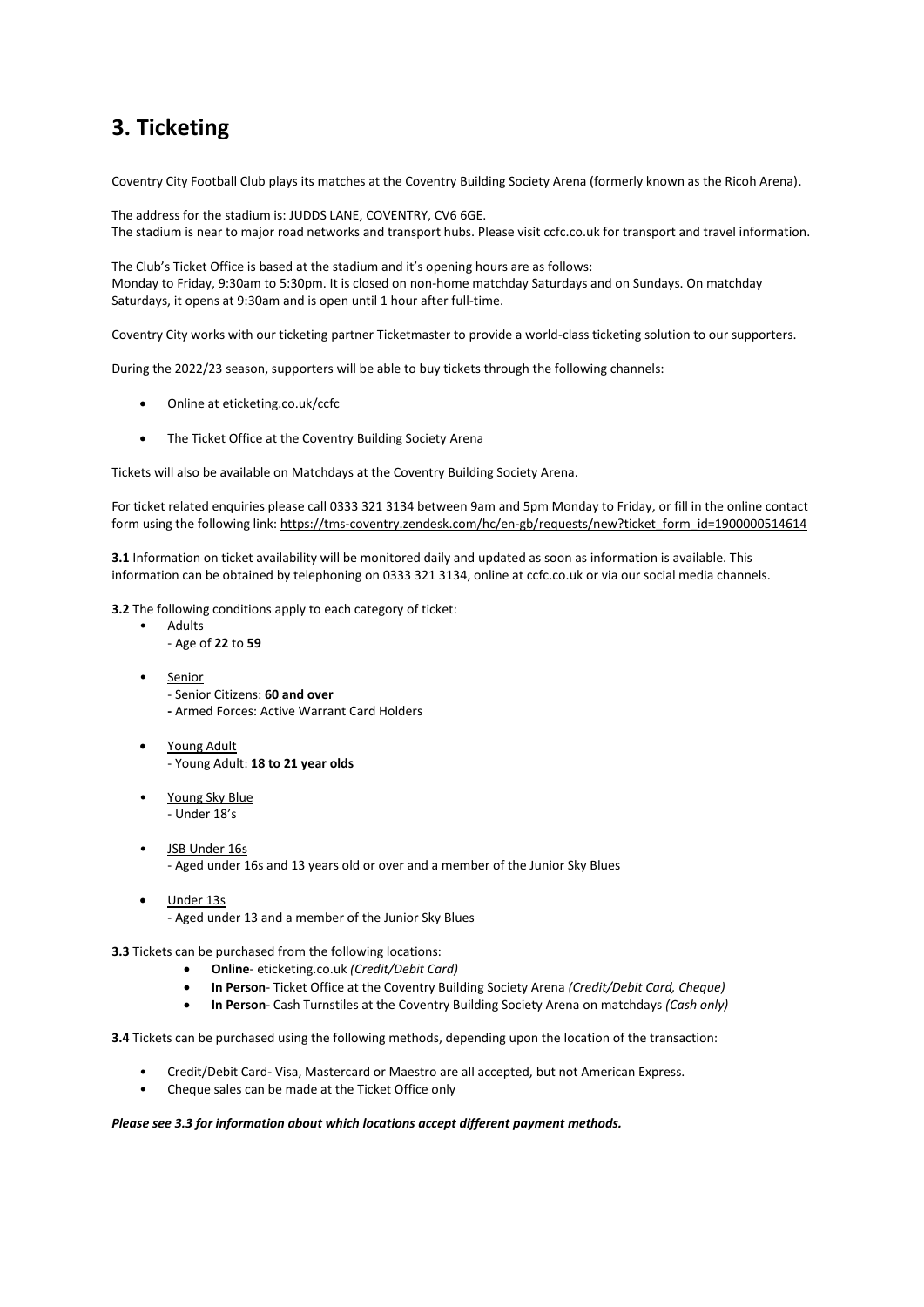# 3. Ticketing

Coventry City Football Club plays its matches at the Coventry Building Society Arena (formerly known as the Ricoh Arena).

The address for the stadium is: JUDDS LANE, COVENTRY, CV6 6GE.
The stadium is near to major road networks and transport hubs. Please visit ccfc.co.uk for transport and travel information.

The Club's Ticket Office is based at the stadium and it's opening hours are as follows:
Monday to Friday, 9:30am to 5:30pm. It is closed on non-home matchday Saturdays and on Sundays. On matchday Saturdays, it opens at 9:30am and is open until 1 hour after full-time.

Coventry City works with our ticketing partner Ticketmaster to provide a world-class ticketing solution to our supporters.

During the 2022/23 season, supporters will be able to buy tickets through the following channels:

- Online at eticketing.co.uk/ccfc
- The Ticket Office at the Coventry Building Society Arena

Tickets will also be available on Matchdays at the Coventry Building Society Arena.

For ticket related enquiries please call 0333 321 3134 between 9am and 5pm Monday to Friday, or fill in the online contact form using the following link: https://tms-coventry.zendesk.com/hc/en-gb/requests/new?ticket_form_id=1900000514614

**3.1** Information on ticket availability will be monitored daily and updated as soon as information is available. This information can be obtained by telephoning on 0333 321 3134, online at ccfc.co.uk or via our social media channels.

**3.2** The following conditions apply to each category of ticket:

- Adults
  - Age of **22** to **59**
- Senior
  - Senior Citizens: **60 and over**
  - Armed Forces: Active Warrant Card Holders
- Young Adult
  - Young Adult: **18 to 21 year olds**
- Young Sky Blue
  - Under 18's
- JSB Under 16s
  - Aged under 16s and 13 years old or over and a member of the Junior Sky Blues
- Under 13s
  - Aged under 13 and a member of the Junior Sky Blues

**3.3** Tickets can be purchased from the following locations:

- **Online**- eticketing.co.uk *(Credit/Debit Card)*
- **In Person**- Ticket Office at the Coventry Building Society Arena *(Credit/Debit Card, Cheque)*
- **In Person**- Cash Turnstiles at the Coventry Building Society Arena on matchdays *(Cash only)*

**3.4** Tickets can be purchased using the following methods, depending upon the location of the transaction:

- Credit/Debit Card- Visa, Mastercard or Maestro are all accepted, but not American Express.
- Cheque sales can be made at the Ticket Office only

***Please see 3.3 for information about which locations accept different payment methods.***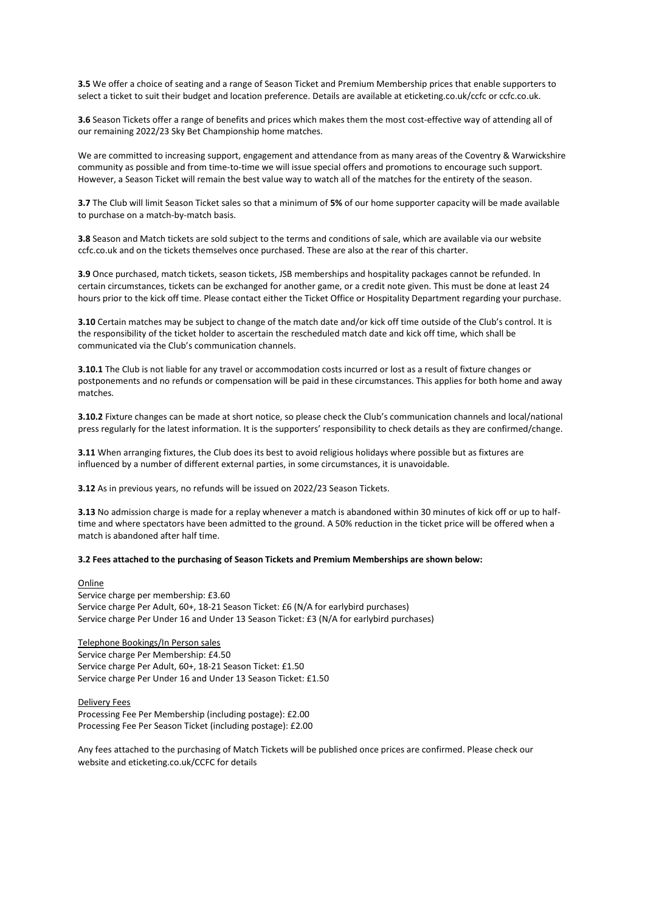**3.5** We offer a choice of seating and a range of Season Ticket and Premium Membership prices that enable supporters to select a ticket to suit their budget and location preference. Details are available at eticketing.co.uk/ccfc or ccfc.co.uk.

**3.6** Season Tickets offer a range of benefits and prices which makes them the most cost-effective way of attending all of our remaining 2022/23 Sky Bet Championship home matches.

We are committed to increasing support, engagement and attendance from as many areas of the Coventry & Warwickshire community as possible and from time-to-time we will issue special offers and promotions to encourage such support. However, a Season Ticket will remain the best value way to watch all of the matches for the entirety of the season.

**3.7** The Club will limit Season Ticket sales so that a minimum of **5%** of our home supporter capacity will be made available to purchase on a match-by-match basis.

**3.8** Season and Match tickets are sold subject to the terms and conditions of sale, which are available via our website ccfc.co.uk and on the tickets themselves once purchased. These are also at the rear of this charter.

**3.9** Once purchased, match tickets, season tickets, JSB memberships and hospitality packages cannot be refunded. In certain circumstances, tickets can be exchanged for another game, or a credit note given. This must be done at least 24 hours prior to the kick off time. Please contact either the Ticket Office or Hospitality Department regarding your purchase.

**3.10** Certain matches may be subject to change of the match date and/or kick off time outside of the Club's control. It is the responsibility of the ticket holder to ascertain the rescheduled match date and kick off time, which shall be communicated via the Club's communication channels.

**3.10.1** The Club is not liable for any travel or accommodation costs incurred or lost as a result of fixture changes or postponements and no refunds or compensation will be paid in these circumstances. This applies for both home and away matches.

**3.10.2** Fixture changes can be made at short notice, so please check the Club's communication channels and local/national press regularly for the latest information. It is the supporters' responsibility to check details as they are confirmed/change.

**3.11** When arranging fixtures, the Club does its best to avoid religious holidays where possible but as fixtures are influenced by a number of different external parties, in some circumstances, it is unavoidable.

**3.12** As in previous years, no refunds will be issued on 2022/23 Season Tickets.

**3.13** No admission charge is made for a replay whenever a match is abandoned within 30 minutes of kick off or up to half-time and where spectators have been admitted to the ground. A 50% reduction in the ticket price will be offered when a match is abandoned after half time.

**3.2 Fees attached to the purchasing of Season Tickets and Premium Memberships are shown below:**

Online

Service charge per membership: £3.60
Service charge Per Adult, 60+, 18-21 Season Ticket: £6 (N/A for earlybird purchases)
Service charge Per Under 16 and Under 13 Season Ticket: £3 (N/A for earlybird purchases)

Telephone Bookings/In Person sales

Service charge Per Membership: £4.50
Service charge Per Adult, 60+, 18-21 Season Ticket: £1.50
Service charge Per Under 16 and Under 13 Season Ticket: £1.50

Delivery Fees

Processing Fee Per Membership (including postage): £2.00
Processing Fee Per Season Ticket (including postage): £2.00

Any fees attached to the purchasing of Match Tickets will be published once prices are confirmed. Please check our website and eticketing.co.uk/CCFC for details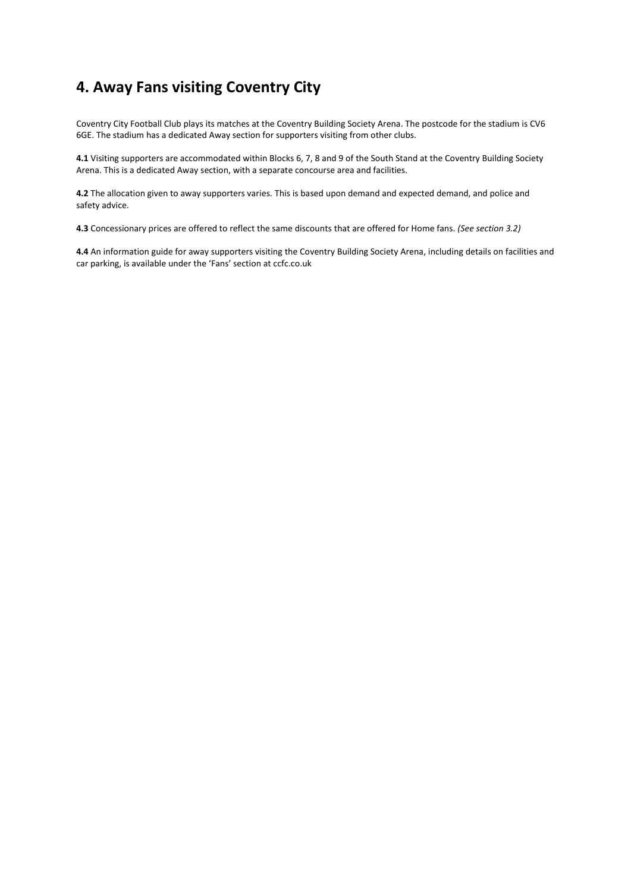# 4. Away Fans visiting Coventry City

Coventry City Football Club plays its matches at the Coventry Building Society Arena. The postcode for the stadium is CV6 6GE. The stadium has a dedicated Away section for supporters visiting from other clubs.

**4.1** Visiting supporters are accommodated within Blocks 6, 7, 8 and 9 of the South Stand at the Coventry Building Society Arena. This is a dedicated Away section, with a separate concourse area and facilities.

**4.2** The allocation given to away supporters varies. This is based upon demand and expected demand, and police and safety advice.

**4.3** Concessionary prices are offered to reflect the same discounts that are offered for Home fans. *(See section 3.2)*

**4.4** An information guide for away supporters visiting the Coventry Building Society Arena, including details on facilities and car parking, is available under the 'Fans' section at ccfc.co.uk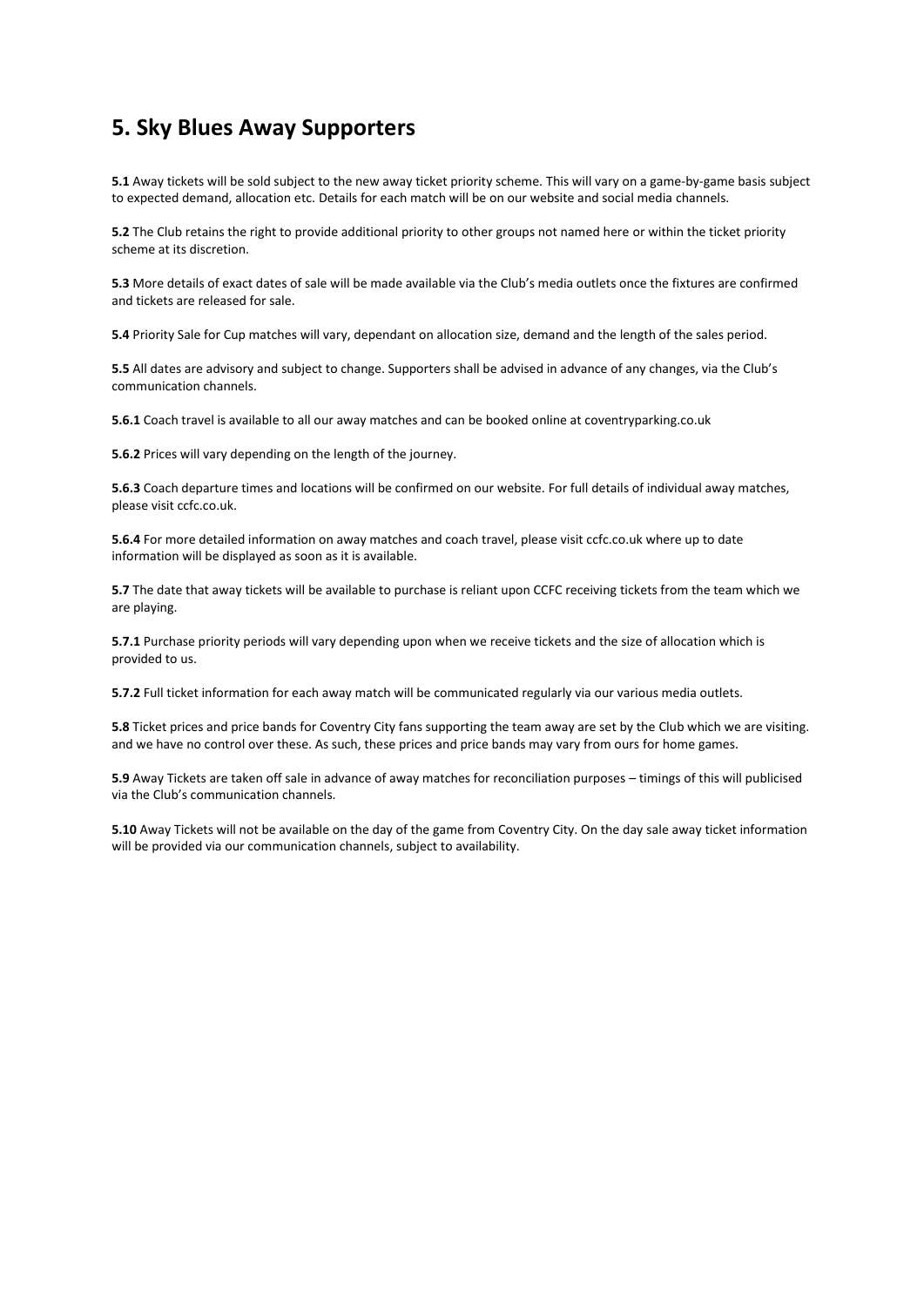## 5. Sky Blues Away Supporters

**5.1** Away tickets will be sold subject to the new away ticket priority scheme. This will vary on a game-by-game basis subject to expected demand, allocation etc. Details for each match will be on our website and social media channels.

**5.2** The Club retains the right to provide additional priority to other groups not named here or within the ticket priority scheme at its discretion.

**5.3** More details of exact dates of sale will be made available via the Club's media outlets once the fixtures are confirmed and tickets are released for sale.

**5.4** Priority Sale for Cup matches will vary, dependant on allocation size, demand and the length of the sales period.

**5.5** All dates are advisory and subject to change. Supporters shall be advised in advance of any changes, via the Club's communication channels.

**5.6.1** Coach travel is available to all our away matches and can be booked online at coventryparking.co.uk

**5.6.2** Prices will vary depending on the length of the journey.

**5.6.3** Coach departure times and locations will be confirmed on our website. For full details of individual away matches, please visit ccfc.co.uk.

**5.6.4** For more detailed information on away matches and coach travel, please visit ccfc.co.uk where up to date information will be displayed as soon as it is available.

**5.7** The date that away tickets will be available to purchase is reliant upon CCFC receiving tickets from the team which we are playing.

**5.7.1** Purchase priority periods will vary depending upon when we receive tickets and the size of allocation which is provided to us.

**5.7.2** Full ticket information for each away match will be communicated regularly via our various media outlets.

**5.8** Ticket prices and price bands for Coventry City fans supporting the team away are set by the Club which we are visiting. and we have no control over these. As such, these prices and price bands may vary from ours for home games.

**5.9** Away Tickets are taken off sale in advance of away matches for reconciliation purposes – timings of this will publicised via the Club's communication channels.

**5.10** Away Tickets will not be available on the day of the game from Coventry City. On the day sale away ticket information will be provided via our communication channels, subject to availability.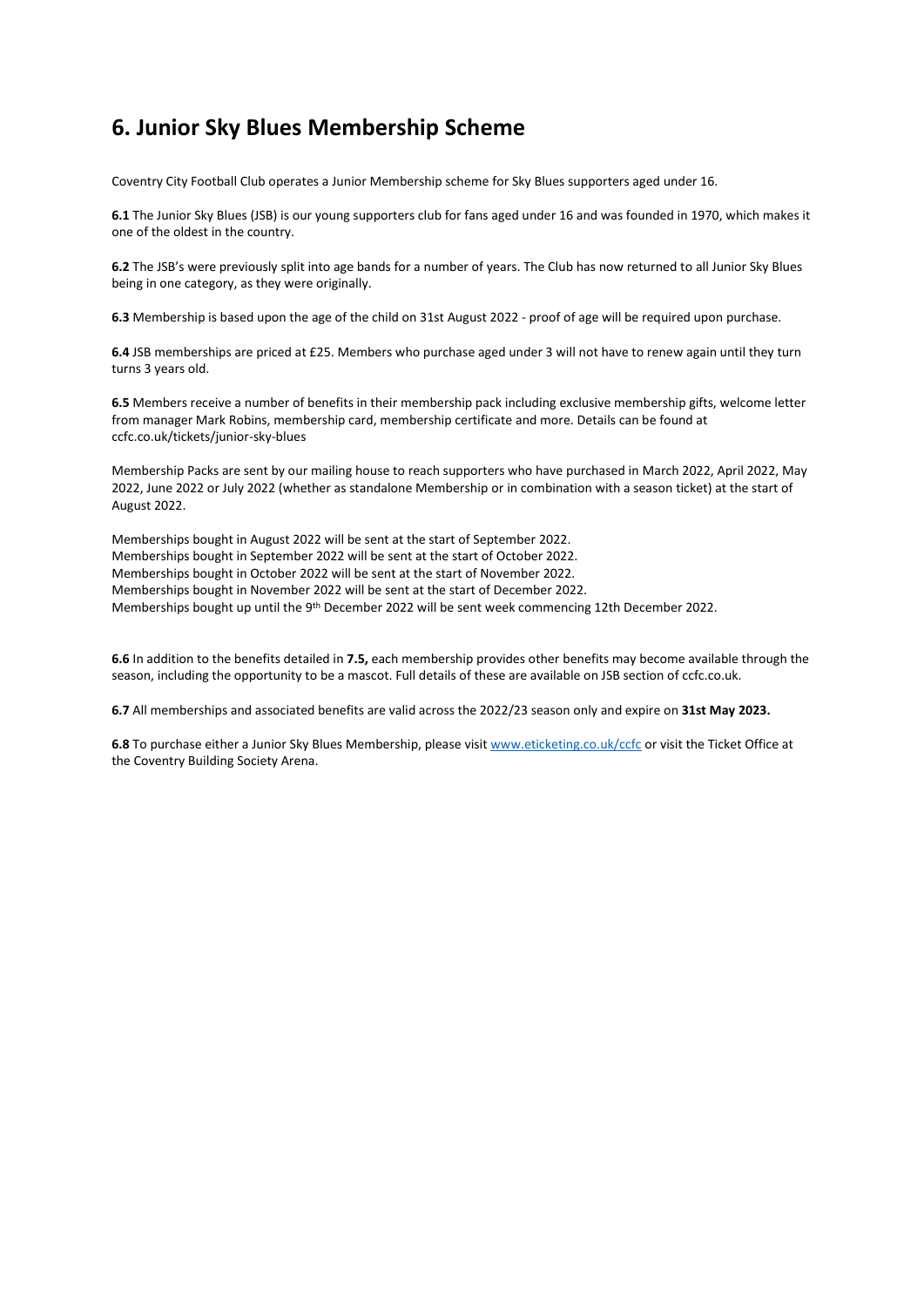# 6. Junior Sky Blues Membership Scheme

Coventry City Football Club operates a Junior Membership scheme for Sky Blues supporters aged under 16.

**6.1** The Junior Sky Blues (JSB) is our young supporters club for fans aged under 16 and was founded in 1970, which makes it one of the oldest in the country.

**6.2** The JSB's were previously split into age bands for a number of years. The Club has now returned to all Junior Sky Blues being in one category, as they were originally.

**6.3** Membership is based upon the age of the child on 31st August 2022 - proof of age will be required upon purchase.

**6.4** JSB memberships are priced at £25. Members who purchase aged under 3 will not have to renew again until they turn turns 3 years old.

**6.5** Members receive a number of benefits in their membership pack including exclusive membership gifts, welcome letter from manager Mark Robins, membership card, membership certificate and more. Details can be found at ccfc.co.uk/tickets/junior-sky-blues

Membership Packs are sent by our mailing house to reach supporters who have purchased in March 2022, April 2022, May 2022, June 2022 or July 2022 (whether as standalone Membership or in combination with a season ticket) at the start of August 2022.

Memberships bought in August 2022 will be sent at the start of September 2022.
Memberships bought in September 2022 will be sent at the start of October 2022.
Memberships bought in October 2022 will be sent at the start of November 2022.
Memberships bought in November 2022 will be sent at the start of December 2022.
Memberships bought up until the 9th December 2022 will be sent week commencing 12th December 2022.

**6.6** In addition to the benefits detailed in **7.5,** each membership provides other benefits may become available through the season, including the opportunity to be a mascot. Full details of these are available on JSB section of ccfc.co.uk.

**6.7** All memberships and associated benefits are valid across the 2022/23 season only and expire on **31st May 2023.**

**6.8** To purchase either a Junior Sky Blues Membership, please visit [www.eticketing.co.uk/ccfc](www.eticketing.co.uk/ccfc) or visit the Ticket Office at the Coventry Building Society Arena.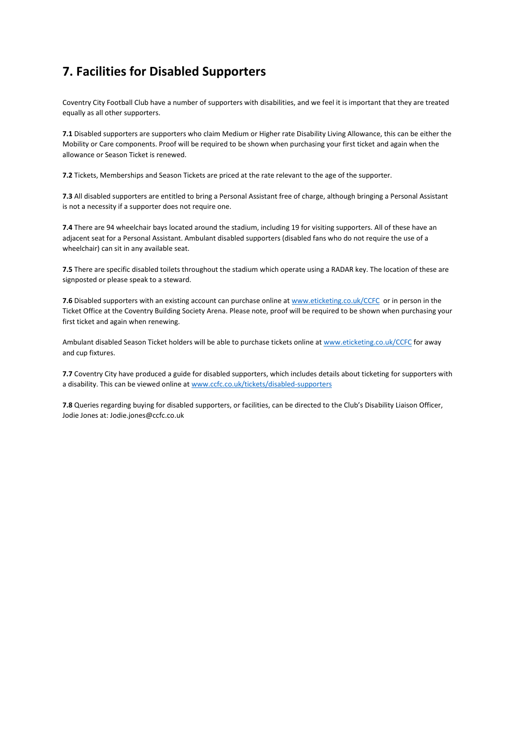## 7. Facilities for Disabled Supporters

Coventry City Football Club have a number of supporters with disabilities, and we feel it is important that they are treated equally as all other supporters.

**7.1** Disabled supporters are supporters who claim Medium or Higher rate Disability Living Allowance, this can be either the Mobility or Care components. Proof will be required to be shown when purchasing your first ticket and again when the allowance or Season Ticket is renewed.

**7.2** Tickets, Memberships and Season Tickets are priced at the rate relevant to the age of the supporter.

**7.3** All disabled supporters are entitled to bring a Personal Assistant free of charge, although bringing a Personal Assistant is not a necessity if a supporter does not require one.

**7.4** There are 94 wheelchair bays located around the stadium, including 19 for visiting supporters. All of these have an adjacent seat for a Personal Assistant. Ambulant disabled supporters (disabled fans who do not require the use of a wheelchair) can sit in any available seat.

**7.5** There are specific disabled toilets throughout the stadium which operate using a RADAR key. The location of these are signposted or please speak to a steward.

**7.6** Disabled supporters with an existing account can purchase online at [www.eticketing.co.uk/CCFC](www.eticketing.co.uk/CCFC) or in person in the Ticket Office at the Coventry Building Society Arena. Please note, proof will be required to be shown when purchasing your first ticket and again when renewing.

Ambulant disabled Season Ticket holders will be able to purchase tickets online at [www.eticketing.co.uk/CCFC](www.eticketing.co.uk/CCFC) for away and cup fixtures.

**7.7** Coventry City have produced a guide for disabled supporters, which includes details about ticketing for supporters with a disability. This can be viewed online at [www.ccfc.co.uk/tickets/disabled-supporters](www.ccfc.co.uk/tickets/disabled-supporters)

**7.8** Queries regarding buying for disabled supporters, or facilities, can be directed to the Club's Disability Liaison Officer, Jodie Jones at: Jodie.jones@ccfc.co.uk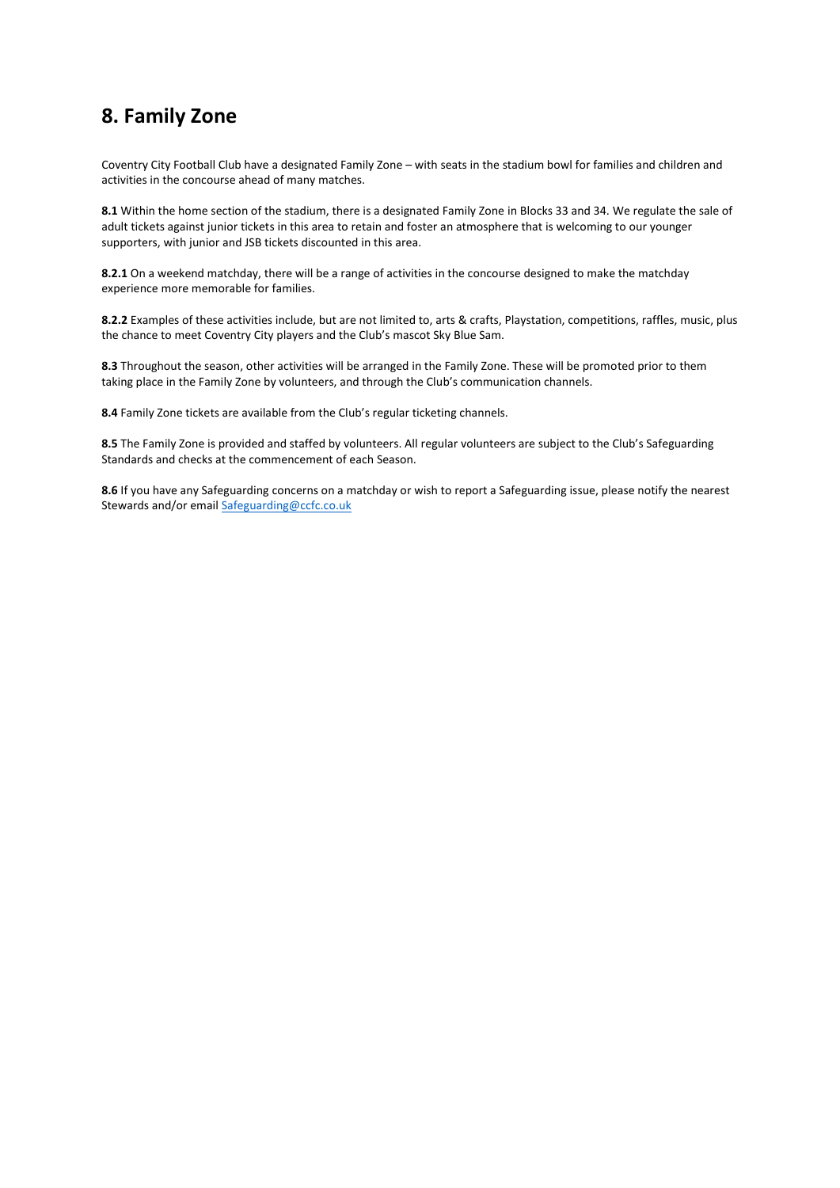# 8. Family Zone

Coventry City Football Club have a designated Family Zone – with seats in the stadium bowl for families and children and activities in the concourse ahead of many matches.

**8.1** Within the home section of the stadium, there is a designated Family Zone in Blocks 33 and 34. We regulate the sale of adult tickets against junior tickets in this area to retain and foster an atmosphere that is welcoming to our younger supporters, with junior and JSB tickets discounted in this area.

**8.2.1** On a weekend matchday, there will be a range of activities in the concourse designed to make the matchday experience more memorable for families.

**8.2.2** Examples of these activities include, but are not limited to, arts & crafts, Playstation, competitions, raffles, music, plus the chance to meet Coventry City players and the Club's mascot Sky Blue Sam.

**8.3** Throughout the season, other activities will be arranged in the Family Zone. These will be promoted prior to them taking place in the Family Zone by volunteers, and through the Club's communication channels.

**8.4** Family Zone tickets are available from the Club's regular ticketing channels.

**8.5** The Family Zone is provided and staffed by volunteers. All regular volunteers are subject to the Club's Safeguarding Standards and checks at the commencement of each Season.

**8.6** If you have any Safeguarding concerns on a matchday or wish to report a Safeguarding issue, please notify the nearest Stewards and/or email Safeguarding@ccfc.co.uk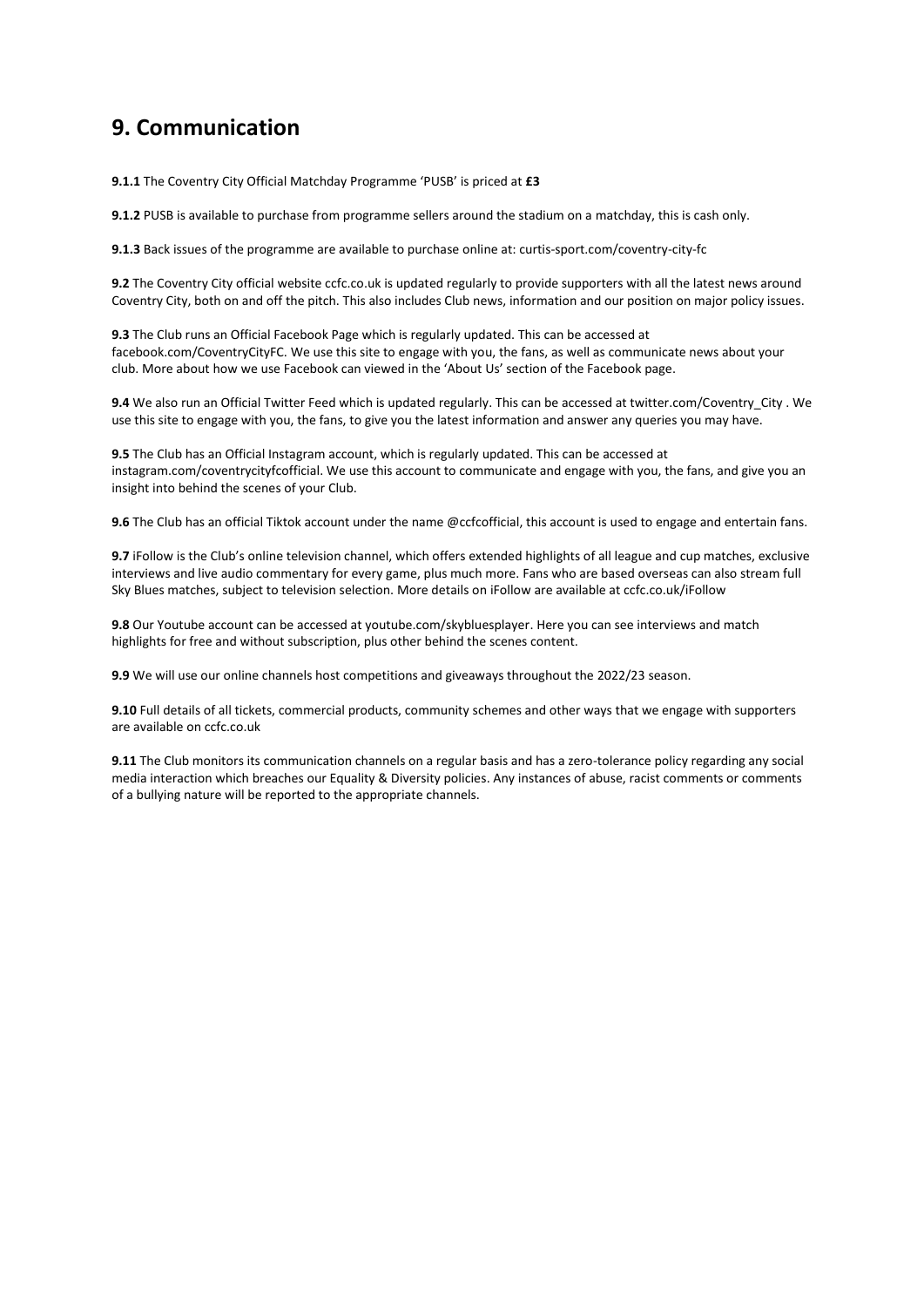## 9. Communication

**9.1.1** The Coventry City Official Matchday Programme 'PUSB' is priced at **£3**

**9.1.2** PUSB is available to purchase from programme sellers around the stadium on a matchday, this is cash only.

**9.1.3** Back issues of the programme are available to purchase online at: curtis-sport.com/coventry-city-fc

**9.2** The Coventry City official website ccfc.co.uk is updated regularly to provide supporters with all the latest news around Coventry City, both on and off the pitch. This also includes Club news, information and our position on major policy issues.

**9.3** The Club runs an Official Facebook Page which is regularly updated. This can be accessed at facebook.com/CoventryCityFC. We use this site to engage with you, the fans, as well as communicate news about your club. More about how we use Facebook can viewed in the 'About Us' section of the Facebook page.

**9.4** We also run an Official Twitter Feed which is updated regularly. This can be accessed at twitter.com/Coventry_City . We use this site to engage with you, the fans, to give you the latest information and answer any queries you may have.

**9.5** The Club has an Official Instagram account, which is regularly updated. This can be accessed at instagram.com/coventrycityfcofficial. We use this account to communicate and engage with you, the fans, and give you an insight into behind the scenes of your Club.

**9.6** The Club has an official Tiktok account under the name @ccfcofficial, this account is used to engage and entertain fans.

**9.7** iFollow is the Club's online television channel, which offers extended highlights of all league and cup matches, exclusive interviews and live audio commentary for every game, plus much more. Fans who are based overseas can also stream full Sky Blues matches, subject to television selection. More details on iFollow are available at ccfc.co.uk/iFollow

**9.8** Our Youtube account can be accessed at youtube.com/skybluesplayer. Here you can see interviews and match highlights for free and without subscription, plus other behind the scenes content.

**9.9** We will use our online channels host competitions and giveaways throughout the 2022/23 season.

**9.10** Full details of all tickets, commercial products, community schemes and other ways that we engage with supporters are available on ccfc.co.uk

**9.11** The Club monitors its communication channels on a regular basis and has a zero-tolerance policy regarding any social media interaction which breaches our Equality & Diversity policies. Any instances of abuse, racist comments or comments of a bullying nature will be reported to the appropriate channels.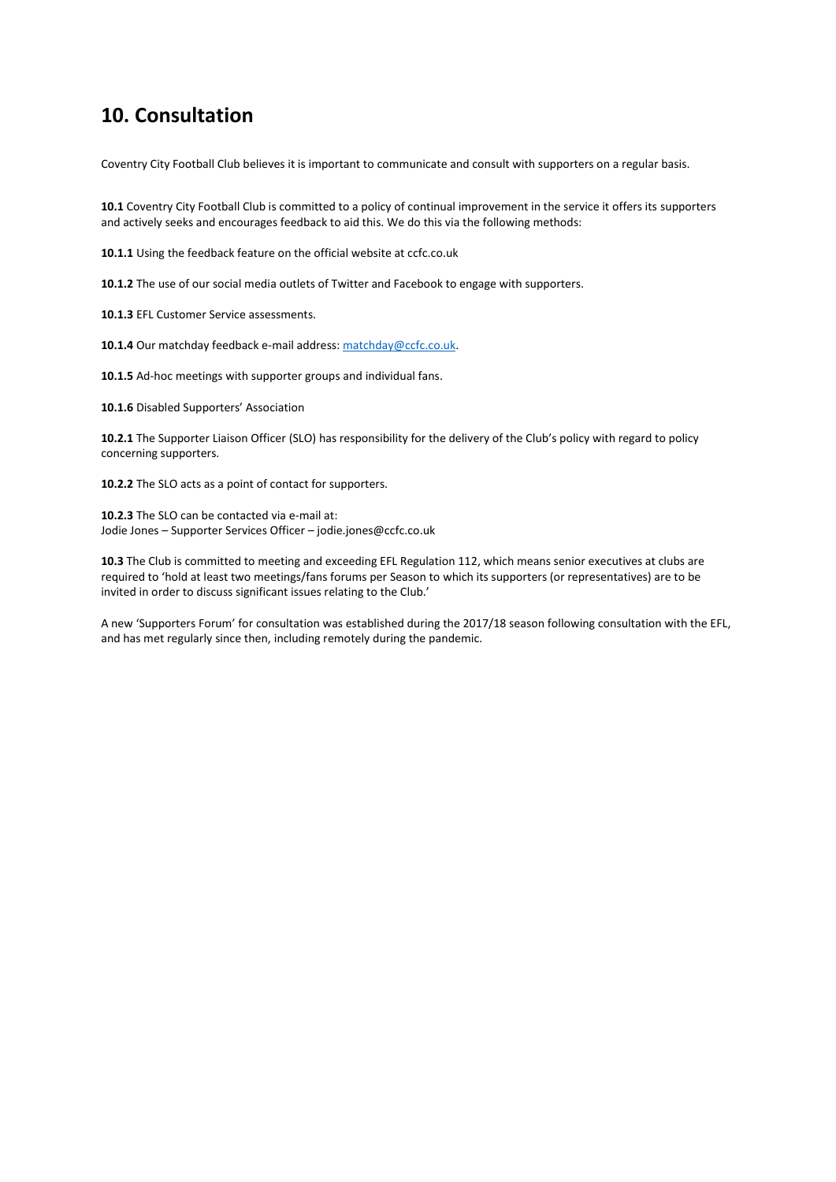## 10. Consultation

Coventry City Football Club believes it is important to communicate and consult with supporters on a regular basis.

**10.1** Coventry City Football Club is committed to a policy of continual improvement in the service it offers its supporters and actively seeks and encourages feedback to aid this. We do this via the following methods:

**10.1.1** Using the feedback feature on the official website at ccfc.co.uk

**10.1.2** The use of our social media outlets of Twitter and Facebook to engage with supporters.

**10.1.3** EFL Customer Service assessments.

**10.1.4** Our matchday feedback e-mail address: matchday@ccfc.co.uk.

**10.1.5** Ad-hoc meetings with supporter groups and individual fans.

**10.1.6** Disabled Supporters' Association

**10.2.1** The Supporter Liaison Officer (SLO) has responsibility for the delivery of the Club's policy with regard to policy concerning supporters.

**10.2.2** The SLO acts as a point of contact for supporters.

**10.2.3** The SLO can be contacted via e-mail at:
Jodie Jones – Supporter Services Officer – jodie.jones@ccfc.co.uk

**10.3** The Club is committed to meeting and exceeding EFL Regulation 112, which means senior executives at clubs are required to 'hold at least two meetings/fans forums per Season to which its supporters (or representatives) are to be invited in order to discuss significant issues relating to the Club.'

A new 'Supporters Forum' for consultation was established during the 2017/18 season following consultation with the EFL, and has met regularly since then, including remotely during the pandemic.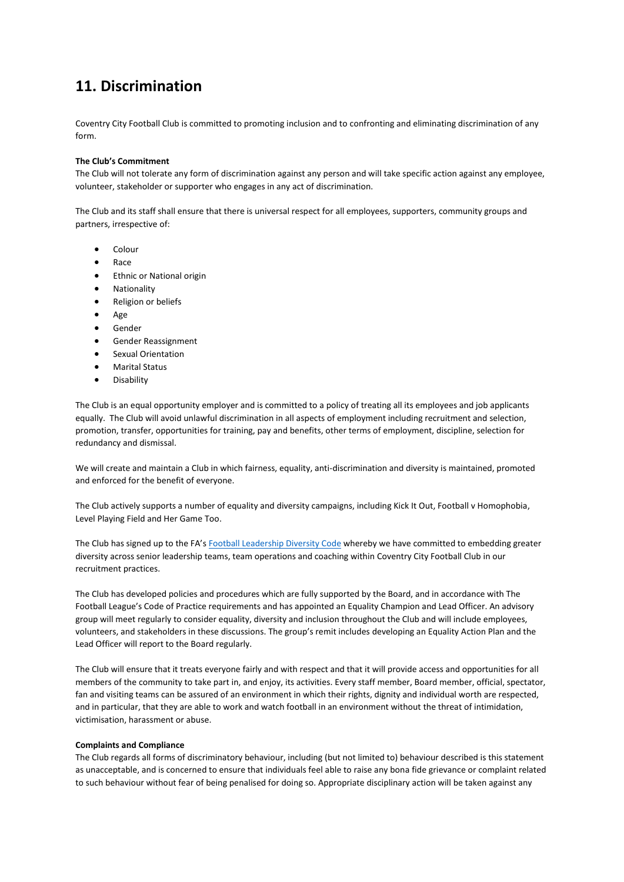# 11. Discrimination

Coventry City Football Club is committed to promoting inclusion and to confronting and eliminating discrimination of any form.

**The Club's Commitment**
The Club will not tolerate any form of discrimination against any person and will take specific action against any employee, volunteer, stakeholder or supporter who engages in any act of discrimination.

The Club and its staff shall ensure that there is universal respect for all employees, supporters, community groups and partners, irrespective of:

- Colour
- Race
- Ethnic or National origin
- Nationality
- Religion or beliefs
- Age
- Gender
- Gender Reassignment
- Sexual Orientation
- Marital Status
- Disability

The Club is an equal opportunity employer and is committed to a policy of treating all its employees and job applicants equally. The Club will avoid unlawful discrimination in all aspects of employment including recruitment and selection, promotion, transfer, opportunities for training, pay and benefits, other terms of employment, discipline, selection for redundancy and dismissal.

We will create and maintain a Club in which fairness, equality, anti-discrimination and diversity is maintained, promoted and enforced for the benefit of everyone.

The Club actively supports a number of equality and diversity campaigns, including Kick It Out, Football v Homophobia, Level Playing Field and Her Game Too.

The Club has signed up to the FA's Football Leadership Diversity Code whereby we have committed to embedding greater diversity across senior leadership teams, team operations and coaching within Coventry City Football Club in our recruitment practices.

The Club has developed policies and procedures which are fully supported by the Board, and in accordance with The Football League's Code of Practice requirements and has appointed an Equality Champion and Lead Officer. An advisory group will meet regularly to consider equality, diversity and inclusion throughout the Club and will include employees, volunteers, and stakeholders in these discussions. The group's remit includes developing an Equality Action Plan and the Lead Officer will report to the Board regularly.

The Club will ensure that it treats everyone fairly and with respect and that it will provide access and opportunities for all members of the community to take part in, and enjoy, its activities. Every staff member, Board member, official, spectator, fan and visiting teams can be assured of an environment in which their rights, dignity and individual worth are respected, and in particular, that they are able to work and watch football in an environment without the threat of intimidation, victimisation, harassment or abuse.

**Complaints and Compliance**
The Club regards all forms of discriminatory behaviour, including (but not limited to) behaviour described is this statement as unacceptable, and is concerned to ensure that individuals feel able to raise any bona fide grievance or complaint related to such behaviour without fear of being penalised for doing so. Appropriate disciplinary action will be taken against any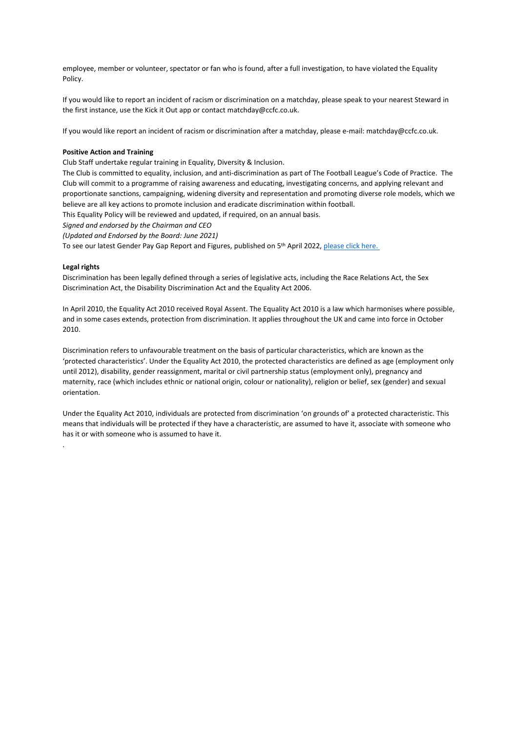employee, member or volunteer, spectator or fan who is found, after a full investigation, to have violated the Equality Policy.

If you would like to report an incident of racism or discrimination on a matchday, please speak to your nearest Steward in the first instance, use the Kick it Out app or contact matchday@ccfc.co.uk.

If you would like report an incident of racism or discrimination after a matchday, please e-mail: matchday@ccfc.co.uk.

**Positive Action and Training**

Club Staff undertake regular training in Equality, Diversity & Inclusion.

The Club is committed to equality, inclusion, and anti-discrimination as part of The Football League's Code of Practice. The Club will commit to a programme of raising awareness and educating, investigating concerns, and applying relevant and proportionate sanctions, campaigning, widening diversity and representation and promoting diverse role models, which we believe are all key actions to promote inclusion and eradicate discrimination within football.

This Equality Policy will be reviewed and updated, if required, on an annual basis.

*Signed and endorsed by the Chairman and CEO*

*(Updated and Endorsed by the Board: June 2021)*

To see our latest Gender Pay Gap Report and Figures, published on 5th April 2022, please click here.

**Legal rights**

Discrimination has been legally defined through a series of legislative acts, including the Race Relations Act, the Sex Discrimination Act, the Disability Discrimination Act and the Equality Act 2006.

In April 2010, the Equality Act 2010 received Royal Assent. The Equality Act 2010 is a law which harmonises where possible, and in some cases extends, protection from discrimination. It applies throughout the UK and came into force in October 2010.

Discrimination refers to unfavourable treatment on the basis of particular characteristics, which are known as the 'protected characteristics'. Under the Equality Act 2010, the protected characteristics are defined as age (employment only until 2012), disability, gender reassignment, marital or civil partnership status (employment only), pregnancy and maternity, race (which includes ethnic or national origin, colour or nationality), religion or belief, sex (gender) and sexual orientation.

Under the Equality Act 2010, individuals are protected from discrimination 'on grounds of' a protected characteristic. This means that individuals will be protected if they have a characteristic, are assumed to have it, associate with someone who has it or with someone who is assumed to have it.

.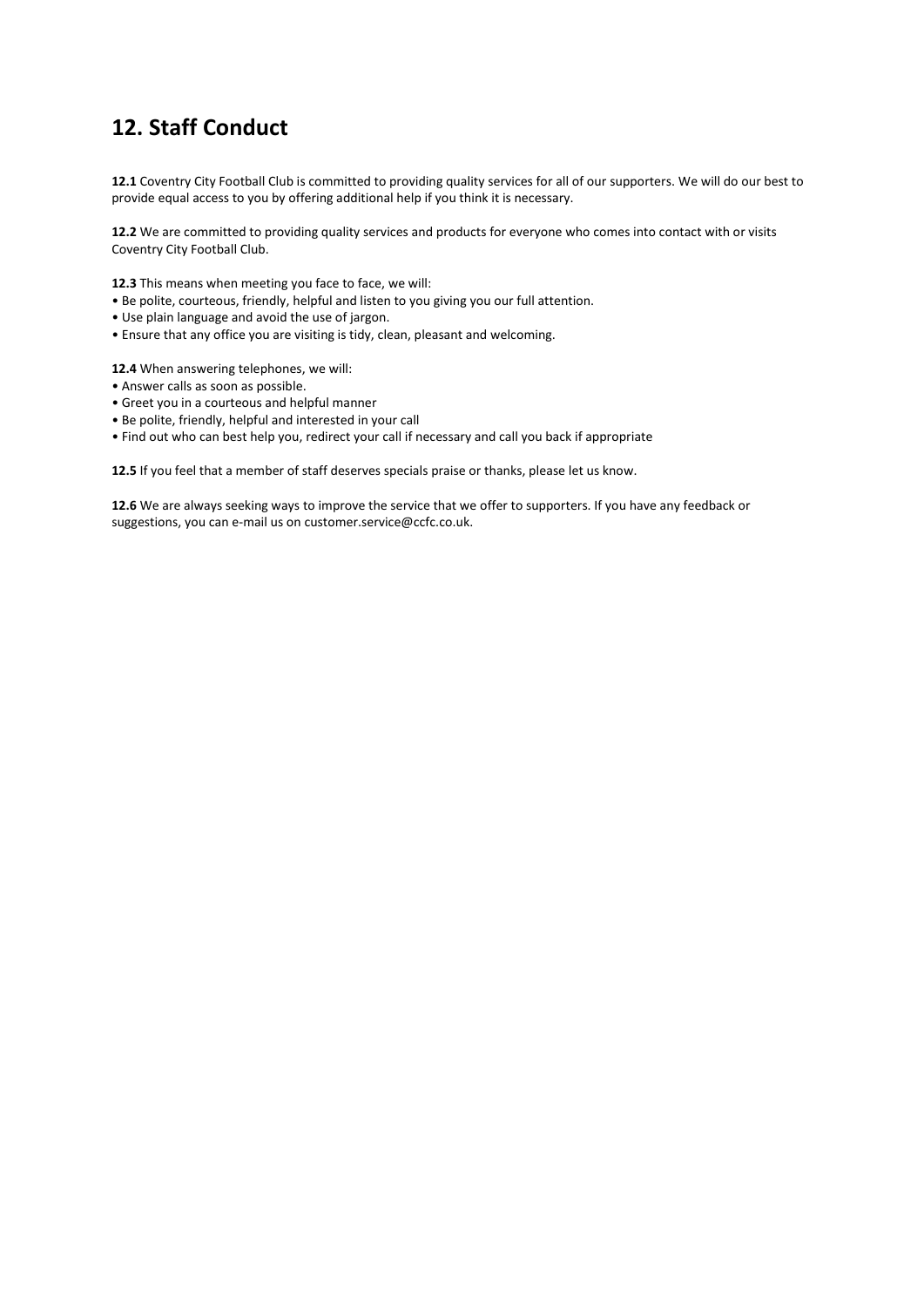# 12. Staff Conduct

**12.1** Coventry City Football Club is committed to providing quality services for all of our supporters. We will do our best to provide equal access to you by offering additional help if you think it is necessary.

**12.2** We are committed to providing quality services and products for everyone who comes into contact with or visits Coventry City Football Club.

**12.3** This means when meeting you face to face, we will:
- Be polite, courteous, friendly, helpful and listen to you giving you our full attention.
- Use plain language and avoid the use of jargon.
- Ensure that any office you are visiting is tidy, clean, pleasant and welcoming.

**12.4** When answering telephones, we will:
- Answer calls as soon as possible.
- Greet you in a courteous and helpful manner
- Be polite, friendly, helpful and interested in your call
- Find out who can best help you, redirect your call if necessary and call you back if appropriate

**12.5** If you feel that a member of staff deserves specials praise or thanks, please let us know.

**12.6** We are always seeking ways to improve the service that we offer to supporters. If you have any feedback or suggestions, you can e-mail us on customer.service@ccfc.co.uk.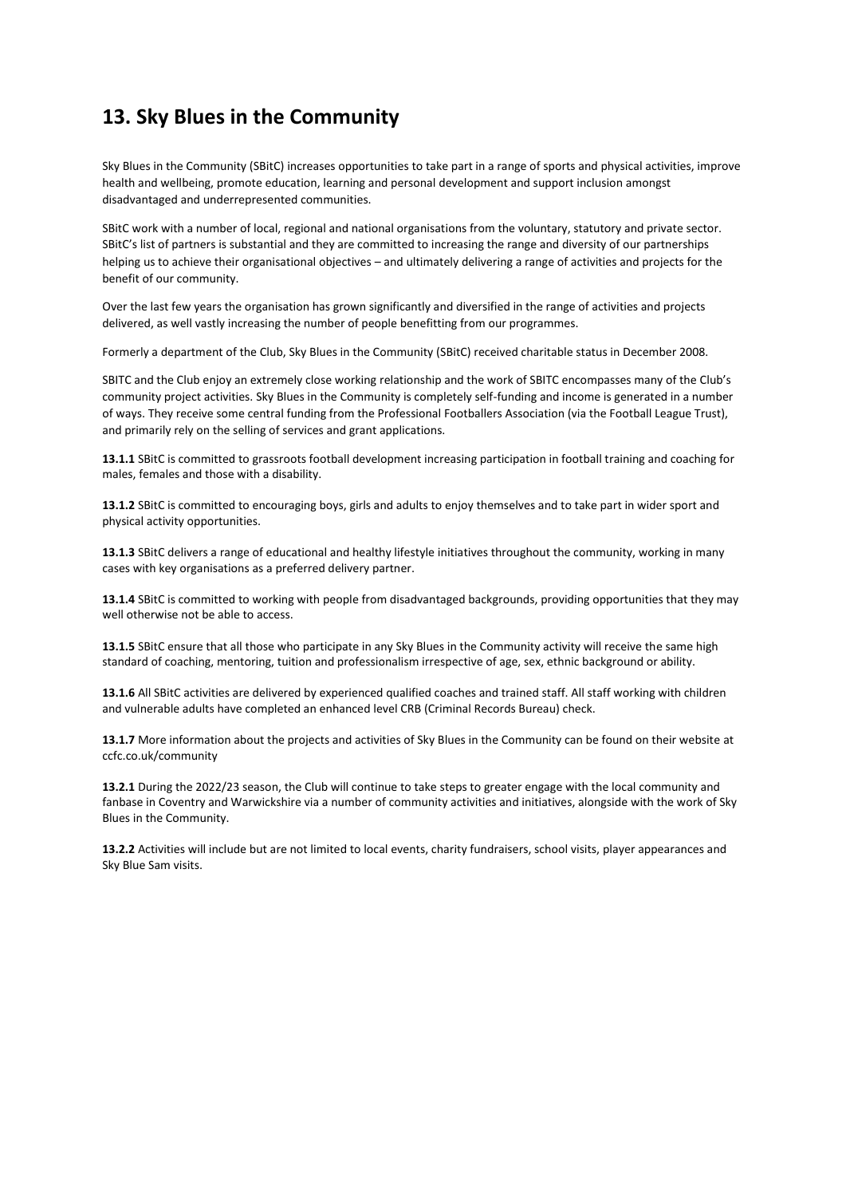# 13. Sky Blues in the Community

Sky Blues in the Community (SBitC) increases opportunities to take part in a range of sports and physical activities, improve health and wellbeing, promote education, learning and personal development and support inclusion amongst disadvantaged and underrepresented communities.

SBitC work with a number of local, regional and national organisations from the voluntary, statutory and private sector. SBitC's list of partners is substantial and they are committed to increasing the range and diversity of our partnerships helping us to achieve their organisational objectives – and ultimately delivering a range of activities and projects for the benefit of our community.

Over the last few years the organisation has grown significantly and diversified in the range of activities and projects delivered, as well vastly increasing the number of people benefitting from our programmes.

Formerly a department of the Club, Sky Blues in the Community (SBitC) received charitable status in December 2008.

SBITC and the Club enjoy an extremely close working relationship and the work of SBITC encompasses many of the Club's community project activities. Sky Blues in the Community is completely self-funding and income is generated in a number of ways. They receive some central funding from the Professional Footballers Association (via the Football League Trust), and primarily rely on the selling of services and grant applications.

**13.1.1** SBitC is committed to grassroots football development increasing participation in football training and coaching for males, females and those with a disability.

**13.1.2** SBitC is committed to encouraging boys, girls and adults to enjoy themselves and to take part in wider sport and physical activity opportunities.

**13.1.3** SBitC delivers a range of educational and healthy lifestyle initiatives throughout the community, working in many cases with key organisations as a preferred delivery partner.

**13.1.4** SBitC is committed to working with people from disadvantaged backgrounds, providing opportunities that they may well otherwise not be able to access.

**13.1.5** SBitC ensure that all those who participate in any Sky Blues in the Community activity will receive the same high standard of coaching, mentoring, tuition and professionalism irrespective of age, sex, ethnic background or ability.

**13.1.6** All SBitC activities are delivered by experienced qualified coaches and trained staff. All staff working with children and vulnerable adults have completed an enhanced level CRB (Criminal Records Bureau) check.

**13.1.7** More information about the projects and activities of Sky Blues in the Community can be found on their website at ccfc.co.uk/community

**13.2.1** During the 2022/23 season, the Club will continue to take steps to greater engage with the local community and fanbase in Coventry and Warwickshire via a number of community activities and initiatives, alongside with the work of Sky Blues in the Community.

**13.2.2** Activities will include but are not limited to local events, charity fundraisers, school visits, player appearances and Sky Blue Sam visits.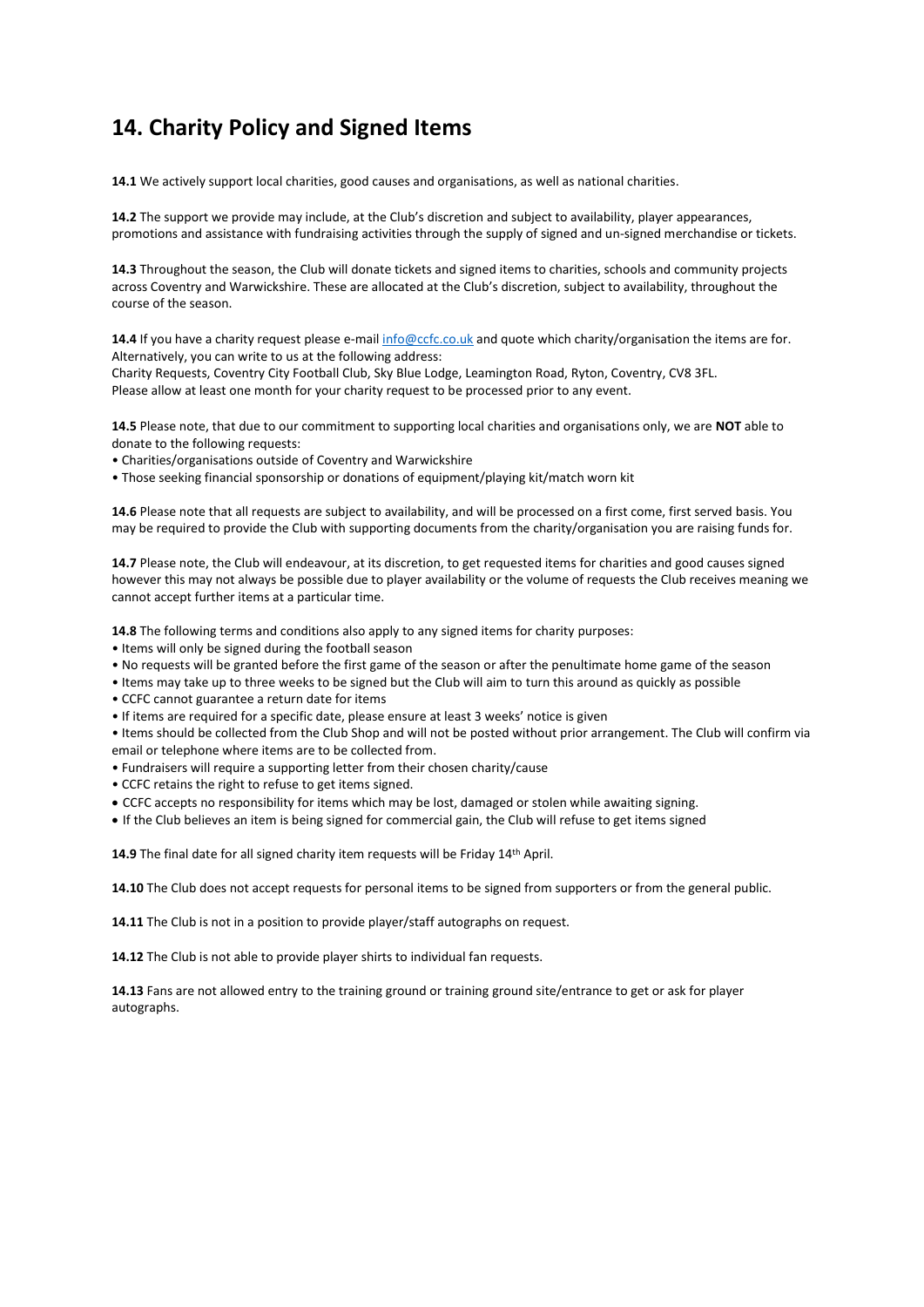# 14. Charity Policy and Signed Items

**14.1** We actively support local charities, good causes and organisations, as well as national charities.

**14.2** The support we provide may include, at the Club's discretion and subject to availability, player appearances, promotions and assistance with fundraising activities through the supply of signed and un-signed merchandise or tickets.

**14.3** Throughout the season, the Club will donate tickets and signed items to charities, schools and community projects across Coventry and Warwickshire. These are allocated at the Club's discretion, subject to availability, throughout the course of the season.

**14.4** If you have a charity request please e-mail info@ccfc.co.uk and quote which charity/organisation the items are for. Alternatively, you can write to us at the following address:
Charity Requests, Coventry City Football Club, Sky Blue Lodge, Leamington Road, Ryton, Coventry, CV8 3FL.
Please allow at least one month for your charity request to be processed prior to any event.

**14.5** Please note, that due to our commitment to supporting local charities and organisations only, we are **NOT** able to donate to the following requests:

- Charities/organisations outside of Coventry and Warwickshire
- Those seeking financial sponsorship or donations of equipment/playing kit/match worn kit

**14.6** Please note that all requests are subject to availability, and will be processed on a first come, first served basis. You may be required to provide the Club with supporting documents from the charity/organisation you are raising funds for.

**14.7** Please note, the Club will endeavour, at its discretion, to get requested items for charities and good causes signed however this may not always be possible due to player availability or the volume of requests the Club receives meaning we cannot accept further items at a particular time.

**14.8** The following terms and conditions also apply to any signed items for charity purposes:

- Items will only be signed during the football season
- No requests will be granted before the first game of the season or after the penultimate home game of the season
- Items may take up to three weeks to be signed but the Club will aim to turn this around as quickly as possible
- CCFC cannot guarantee a return date for items
- If items are required for a specific date, please ensure at least 3 weeks' notice is given
- Items should be collected from the Club Shop and will not be posted without prior arrangement. The Club will confirm via email or telephone where items are to be collected from.
- Fundraisers will require a supporting letter from their chosen charity/cause
- CCFC retains the right to refuse to get items signed.
- CCFC accepts no responsibility for items which may be lost, damaged or stolen while awaiting signing.
- If the Club believes an item is being signed for commercial gain, the Club will refuse to get items signed

**14.9** The final date for all signed charity item requests will be Friday 14th April.

**14.10** The Club does not accept requests for personal items to be signed from supporters or from the general public.

**14.11** The Club is not in a position to provide player/staff autographs on request.

**14.12** The Club is not able to provide player shirts to individual fan requests.

**14.13** Fans are not allowed entry to the training ground or training ground site/entrance to get or ask for player autographs.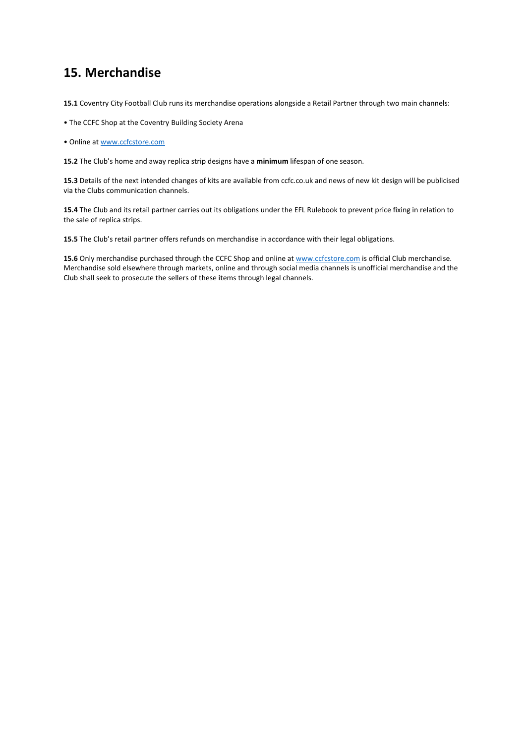## 15. Merchandise

**15.1** Coventry City Football Club runs its merchandise operations alongside a Retail Partner through two main channels:

• The CCFC Shop at the Coventry Building Society Arena

• Online at [www.ccfcstore.com](www.ccfcstore.com)

**15.2** The Club's home and away replica strip designs have a **minimum** lifespan of one season.

**15.3** Details of the next intended changes of kits are available from ccfc.co.uk and news of new kit design will be publicised via the Clubs communication channels.

**15.4** The Club and its retail partner carries out its obligations under the EFL Rulebook to prevent price fixing in relation to the sale of replica strips.

**15.5** The Club's retail partner offers refunds on merchandise in accordance with their legal obligations.

**15.6** Only merchandise purchased through the CCFC Shop and online at [www.ccfcstore.com](www.ccfcstore.com) is official Club merchandise. Merchandise sold elsewhere through markets, online and through social media channels is unofficial merchandise and the Club shall seek to prosecute the sellers of these items through legal channels.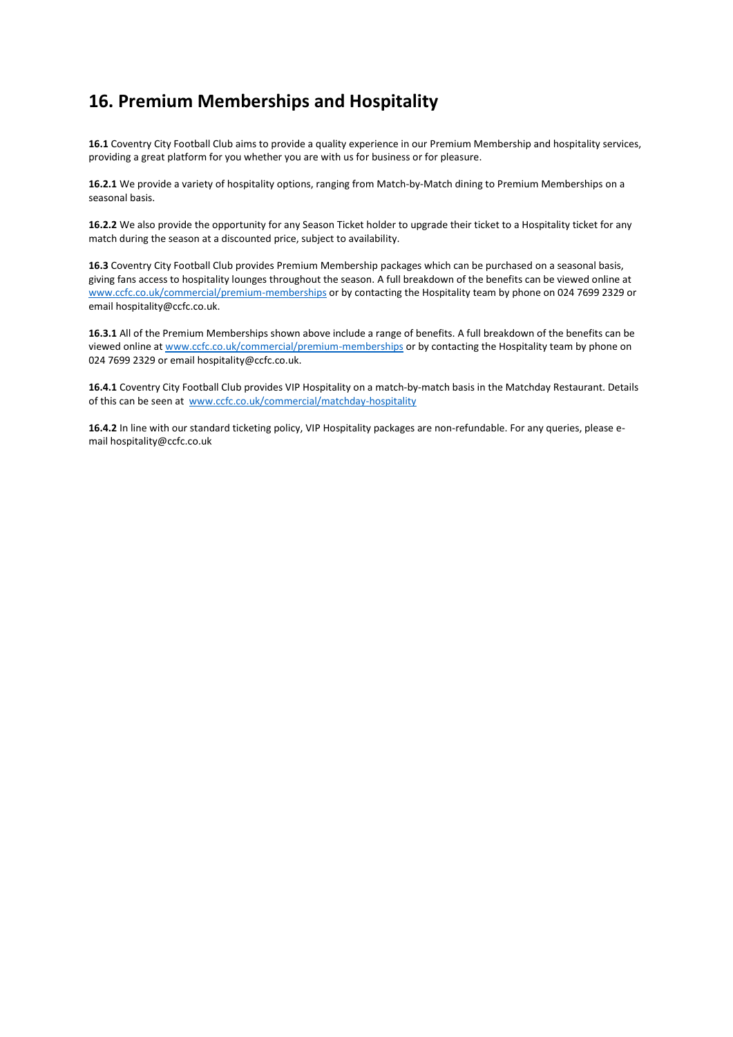## 16. Premium Memberships and Hospitality

**16.1** Coventry City Football Club aims to provide a quality experience in our Premium Membership and hospitality services, providing a great platform for you whether you are with us for business or for pleasure.

**16.2.1** We provide a variety of hospitality options, ranging from Match-by-Match dining to Premium Memberships on a seasonal basis.

**16.2.2** We also provide the opportunity for any Season Ticket holder to upgrade their ticket to a Hospitality ticket for any match during the season at a discounted price, subject to availability.

**16.3** Coventry City Football Club provides Premium Membership packages which can be purchased on a seasonal basis, giving fans access to hospitality lounges throughout the season. A full breakdown of the benefits can be viewed online at [www.ccfc.co.uk/commercial/premium-memberships](www.ccfc.co.uk/commercial/premium-memberships) or by contacting the Hospitality team by phone on 024 7699 2329 or email hospitality@ccfc.co.uk.

**16.3.1** All of the Premium Memberships shown above include a range of benefits. A full breakdown of the benefits can be viewed online at [www.ccfc.co.uk/commercial/premium-memberships](www.ccfc.co.uk/commercial/premium-memberships) or by contacting the Hospitality team by phone on 024 7699 2329 or email hospitality@ccfc.co.uk.

**16.4.1** Coventry City Football Club provides VIP Hospitality on a match-by-match basis in the Matchday Restaurant. Details of this can be seen at [www.ccfc.co.uk/commercial/matchday-hospitality](www.ccfc.co.uk/commercial/matchday-hospitality)

**16.4.2** In line with our standard ticketing policy, VIP Hospitality packages are non-refundable. For any queries, please e-mail hospitality@ccfc.co.uk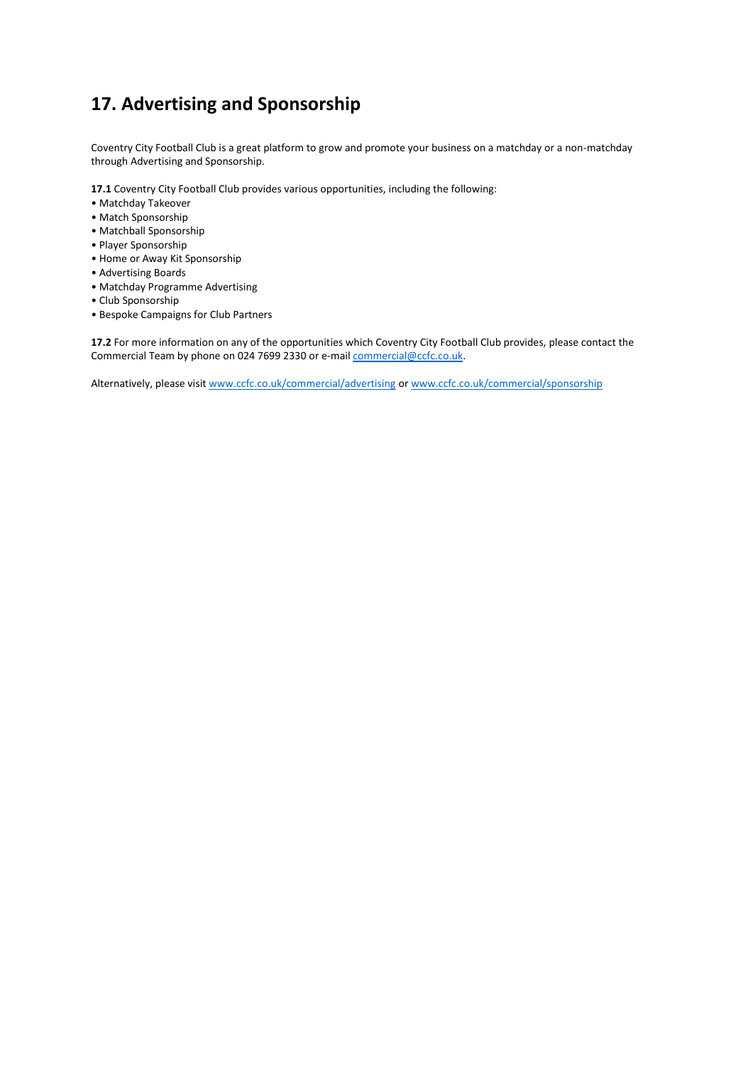# 17. Advertising and Sponsorship

Coventry City Football Club is a great platform to grow and promote your business on a matchday or a non-matchday through Advertising and Sponsorship.

**17.1** Coventry City Football Club provides various opportunities, including the following:

- Matchday Takeover
- Match Sponsorship
- Matchball Sponsorship
- Player Sponsorship
- Home or Away Kit Sponsorship
- Advertising Boards
- Matchday Programme Advertising
- Club Sponsorship
- Bespoke Campaigns for Club Partners

**17.2** For more information on any of the opportunities which Coventry City Football Club provides, please contact the Commercial Team by phone on 024 7699 2330 or e-mail commercial@ccfc.co.uk.

Alternatively, please visit www.ccfc.co.uk/commercial/advertising or www.ccfc.co.uk/commercial/sponsorship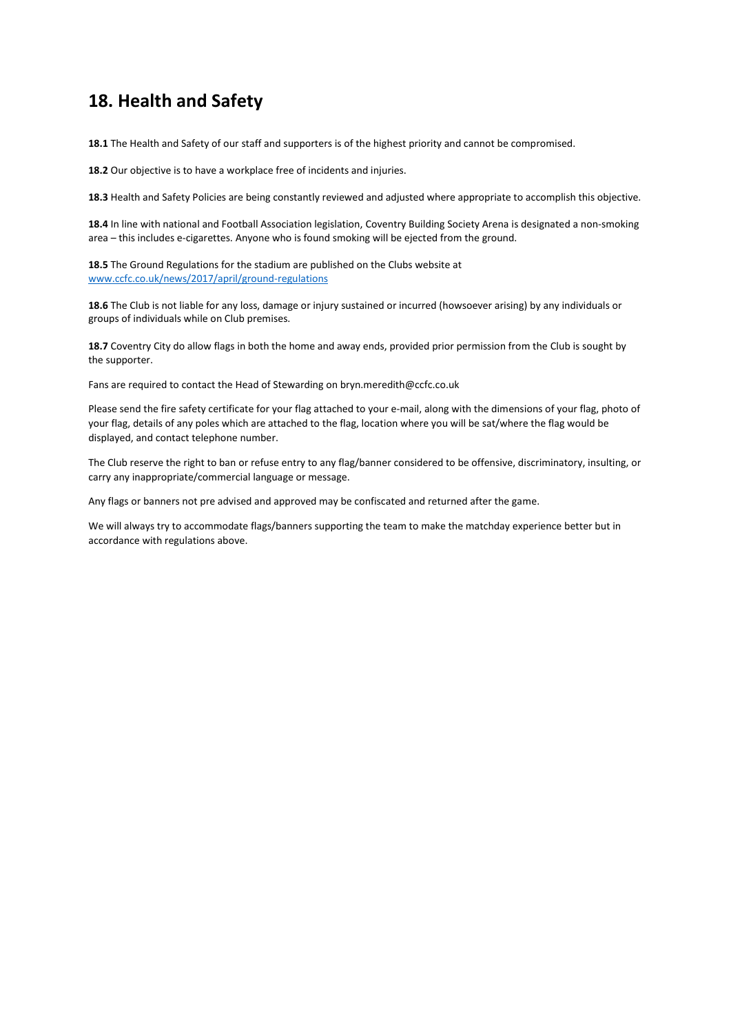# 18. Health and Safety

**18.1** The Health and Safety of our staff and supporters is of the highest priority and cannot be compromised.

**18.2** Our objective is to have a workplace free of incidents and injuries.

**18.3** Health and Safety Policies are being constantly reviewed and adjusted where appropriate to accomplish this objective.

**18.4** In line with national and Football Association legislation, Coventry Building Society Arena is designated a non-smoking area – this includes e-cigarettes. Anyone who is found smoking will be ejected from the ground.

**18.5** The Ground Regulations for the stadium are published on the Clubs website at [www.ccfc.co.uk/news/2017/april/ground-regulations](http://www.ccfc.co.uk/news/2017/april/ground-regulations)

**18.6** The Club is not liable for any loss, damage or injury sustained or incurred (howsoever arising) by any individuals or groups of individuals while on Club premises.

**18.7** Coventry City do allow flags in both the home and away ends, provided prior permission from the Club is sought by the supporter.

Fans are required to contact the Head of Stewarding on bryn.meredith@ccfc.co.uk

Please send the fire safety certificate for your flag attached to your e-mail, along with the dimensions of your flag, photo of your flag, details of any poles which are attached to the flag, location where you will be sat/where the flag would be displayed, and contact telephone number.

The Club reserve the right to ban or refuse entry to any flag/banner considered to be offensive, discriminatory, insulting, or carry any inappropriate/commercial language or message.

Any flags or banners not pre advised and approved may be confiscated and returned after the game.

We will always try to accommodate flags/banners supporting the team to make the matchday experience better but in accordance with regulations above.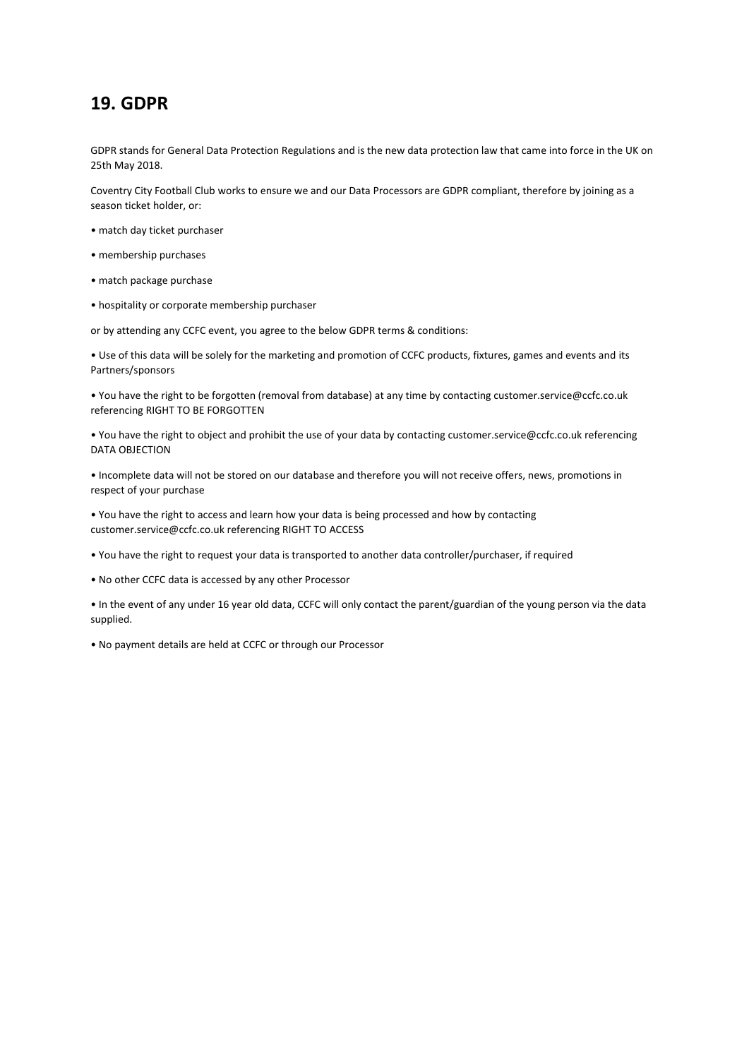## 19. GDPR

GDPR stands for General Data Protection Regulations and is the new data protection law that came into force in the UK on 25th May 2018.

Coventry City Football Club works to ensure we and our Data Processors are GDPR compliant, therefore by joining as a season ticket holder, or:

- match day ticket purchaser
- membership purchases
- match package purchase
- hospitality or corporate membership purchaser

or by attending any CCFC event, you agree to the below GDPR terms & conditions:

- Use of this data will be solely for the marketing and promotion of CCFC products, fixtures, games and events and its Partners/sponsors
- You have the right to be forgotten (removal from database) at any time by contacting customer.service@ccfc.co.uk referencing RIGHT TO BE FORGOTTEN
- You have the right to object and prohibit the use of your data by contacting customer.service@ccfc.co.uk referencing DATA OBJECTION
- Incomplete data will not be stored on our database and therefore you will not receive offers, news, promotions in respect of your purchase
- You have the right to access and learn how your data is being processed and how by contacting customer.service@ccfc.co.uk referencing RIGHT TO ACCESS
- You have the right to request your data is transported to another data controller/purchaser, if required
- No other CCFC data is accessed by any other Processor
- In the event of any under 16 year old data, CCFC will only contact the parent/guardian of the young person via the data supplied.
- No payment details are held at CCFC or through our Processor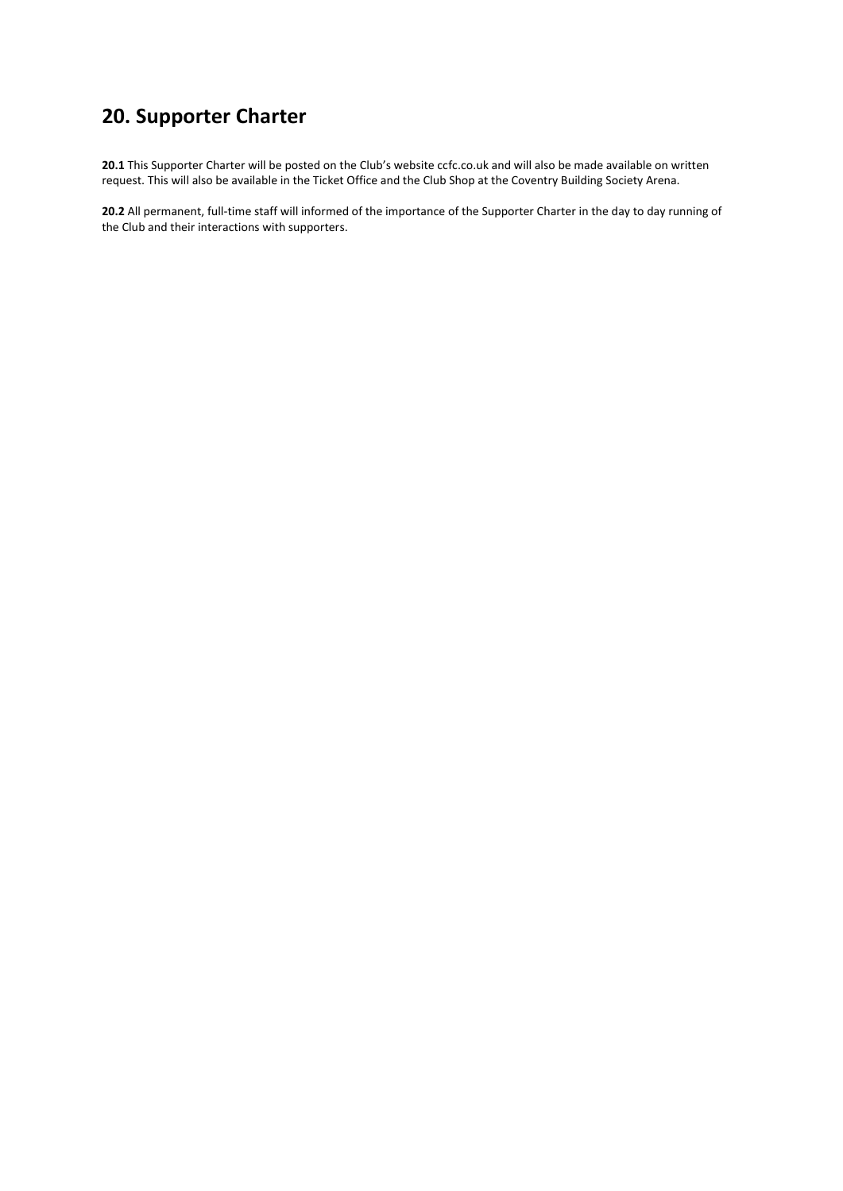# 20. Supporter Charter

**20.1** This Supporter Charter will be posted on the Club's website ccfc.co.uk and will also be made available on written request. This will also be available in the Ticket Office and the Club Shop at the Coventry Building Society Arena.

**20.2** All permanent, full-time staff will informed of the importance of the Supporter Charter in the day to day running of the Club and their interactions with supporters.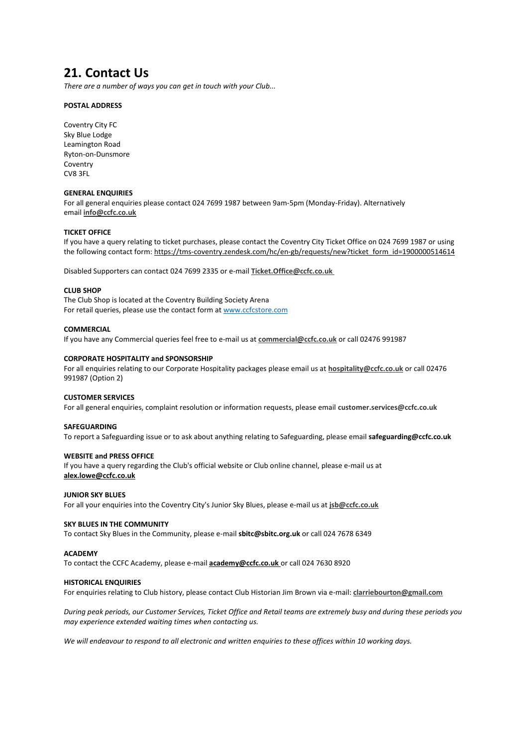# 21. Contact Us

*There are a number of ways you can get in touch with your Club...*

**POSTAL ADDRESS**

Coventry City FC
Sky Blue Lodge
Leamington Road
Ryton-on-Dunsmore
Coventry
CV8 3FL

**GENERAL ENQUIRIES**

For all general enquiries please contact 024 7699 1987 between 9am-5pm (Monday-Friday). Alternatively email **info@ccfc.co.uk**

**TICKET OFFICE**

If you have a query relating to ticket purchases, please contact the Coventry City Ticket Office on 024 7699 1987 or using the following contact form: https://tms-coventry.zendesk.com/hc/en-gb/requests/new?ticket_form_id=1900000514614

Disabled Supporters can contact 024 7699 2335 or e-mail **Ticket.Office@ccfc.co.uk**

**CLUB SHOP**

The Club Shop is located at the Coventry Building Society Arena
For retail queries, please use the contact form at www.ccfcstore.com

**COMMERCIAL**

If you have any Commercial queries feel free to e-mail us at **commercial@ccfc.co.uk** or call 02476 991987

**CORPORATE HOSPITALITY and SPONSORSHIP**

For all enquiries relating to our Corporate Hospitality packages please email us at **hospitality@ccfc.co.uk** or call 02476 991987 (Option 2)

**CUSTOMER SERVICES**

For all general enquiries, complaint resolution or information requests, please email **customer.services@ccfc.co.uk**

**SAFEGUARDING**

To report a Safeguarding issue or to ask about anything relating to Safeguarding, please email **safeguarding@ccfc.co.uk**

**WEBSITE and PRESS OFFICE**

If you have a query regarding the Club's official website or Club online channel, please e-mail us at **alex.lowe@ccfc.co.uk**

**JUNIOR SKY BLUES**

For all your enquiries into the Coventry City's Junior Sky Blues, please e-mail us at **jsb@ccfc.co.uk**

**SKY BLUES IN THE COMMUNITY**

To contact Sky Blues in the Community, please e-mail **sbitc@sbitc.org.uk** or call 024 7678 6349

**ACADEMY**

To contact the CCFC Academy, please e-mail **academy@ccfc.co.uk** or call 024 7630 8920

**HISTORICAL ENQUIRIES**

For enquiries relating to Club history, please contact Club Historian Jim Brown via e-mail: **clarriebourton@gmail.com**

*During peak periods, our Customer Services, Ticket Office and Retail teams are extremely busy and during these periods you may experience extended waiting times when contacting us.*

*We will endeavour to respond to all electronic and written enquiries to these offices within 10 working days.*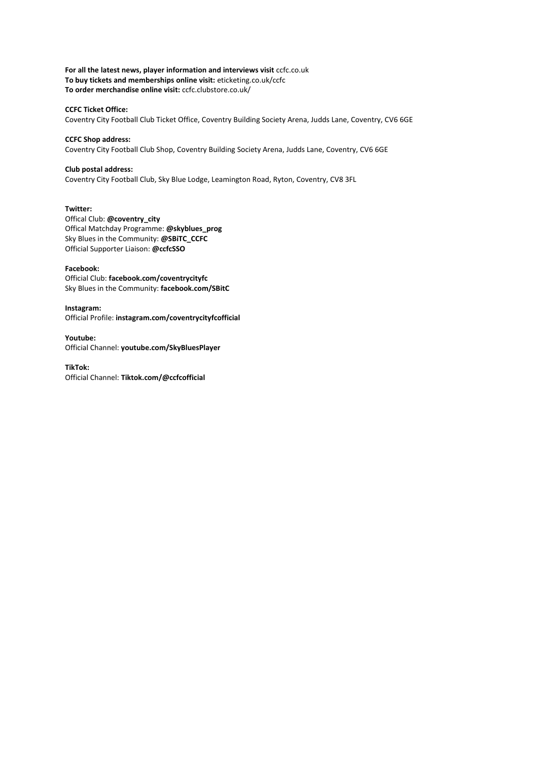**For all the latest news, player information and interviews visit** ccfc.co.uk
**To buy tickets and memberships online visit:** eticketing.co.uk/ccfc
**To order merchandise online visit:** ccfc.clubstore.co.uk/

**CCFC Ticket Office:**
Coventry City Football Club Ticket Office, Coventry Building Society Arena, Judds Lane, Coventry, CV6 6GE

**CCFC Shop address:**
Coventry City Football Club Shop, Coventry Building Society Arena, Judds Lane, Coventry, CV6 6GE

**Club postal address:**
Coventry City Football Club, Sky Blue Lodge, Leamington Road, Ryton, Coventry, CV8 3FL

**Twitter:**
Offical Club: **@coventry_city**
Offical Matchday Programme: **@skyblues_prog**
Sky Blues in the Community: **@SBiTC_CCFC**
Official Supporter Liaison: **@ccfcSSO**

**Facebook:**
Official Club: **facebook.com/coventrycityfc**
Sky Blues in the Community: **facebook.com/SBitC**

**Instagram:**
Official Profile: **instagram.com/coventrycityfcofficial**

**Youtube:**
Official Channel: **youtube.com/SkyBluesPlayer**

**TikTok:**
Official Channel: **Tiktok.com/@ccfcofficial**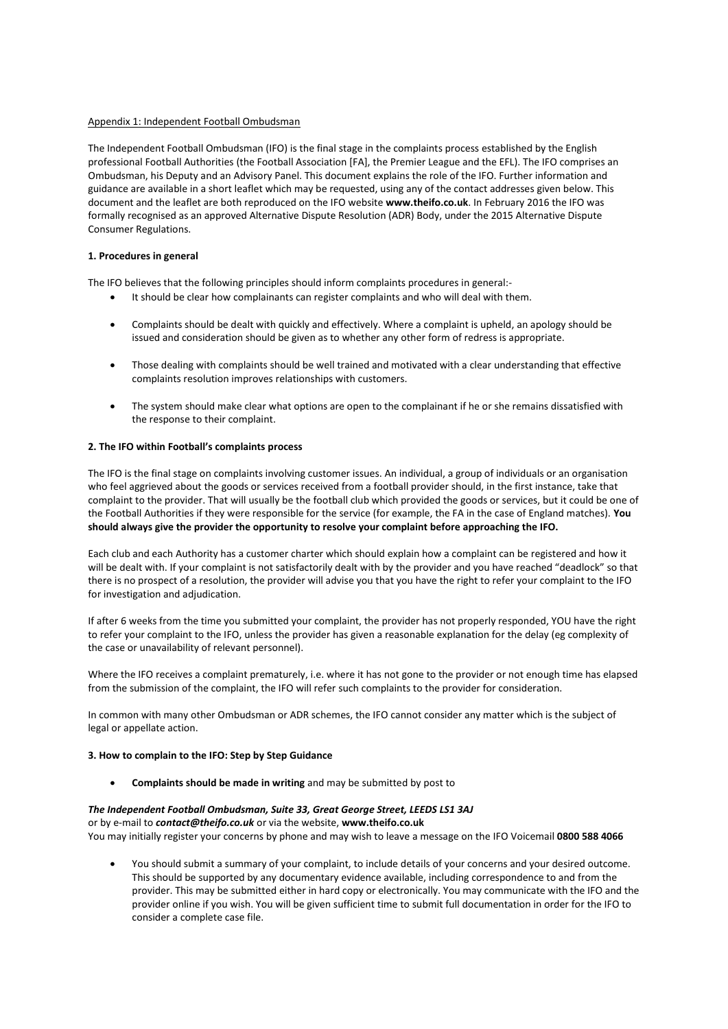Appendix 1: Independent Football Ombudsman

The Independent Football Ombudsman (IFO) is the final stage in the complaints process established by the English professional Football Authorities (the Football Association [FA], the Premier League and the EFL). The IFO comprises an Ombudsman, his Deputy and an Advisory Panel. This document explains the role of the IFO. Further information and guidance are available in a short leaflet which may be requested, using any of the contact addresses given below. This document and the leaflet are both reproduced on the IFO website **www.theifo.co.uk**. In February 2016 the IFO was formally recognised as an approved Alternative Dispute Resolution (ADR) Body, under the 2015 Alternative Dispute Consumer Regulations.

**1. Procedures in general**

The IFO believes that the following principles should inform complaints procedures in general:-

- It should be clear how complainants can register complaints and who will deal with them.
- Complaints should be dealt with quickly and effectively. Where a complaint is upheld, an apology should be issued and consideration should be given as to whether any other form of redress is appropriate.
- Those dealing with complaints should be well trained and motivated with a clear understanding that effective complaints resolution improves relationships with customers.
- The system should make clear what options are open to the complainant if he or she remains dissatisfied with the response to their complaint.

**2. The IFO within Football's complaints process**

The IFO is the final stage on complaints involving customer issues. An individual, a group of individuals or an organisation who feel aggrieved about the goods or services received from a football provider should, in the first instance, take that complaint to the provider. That will usually be the football club which provided the goods or services, but it could be one of the Football Authorities if they were responsible for the service (for example, the FA in the case of England matches). **You should always give the provider the opportunity to resolve your complaint before approaching the IFO.**

Each club and each Authority has a customer charter which should explain how a complaint can be registered and how it will be dealt with. If your complaint is not satisfactorily dealt with by the provider and you have reached "deadlock" so that there is no prospect of a resolution, the provider will advise you that you have the right to refer your complaint to the IFO for investigation and adjudication.

If after 6 weeks from the time you submitted your complaint, the provider has not properly responded, YOU have the right to refer your complaint to the IFO, unless the provider has given a reasonable explanation for the delay (eg complexity of the case or unavailability of relevant personnel).

Where the IFO receives a complaint prematurely, i.e. where it has not gone to the provider or not enough time has elapsed from the submission of the complaint, the IFO will refer such complaints to the provider for consideration.

In common with many other Ombudsman or ADR schemes, the IFO cannot consider any matter which is the subject of legal or appellate action.

**3. How to complain to the IFO: Step by Step Guidance**

- **Complaints should be made in writing** and may be submitted by post to

***The Independent Football Ombudsman, Suite 33, Great George Street, LEEDS LS1 3AJ***
or by e-mail to ***contact@theifo.co.uk*** or via the website, **www.theifo.co.uk**
You may initially register your concerns by phone and may wish to leave a message on the IFO Voicemail **0800 588 4066**

- You should submit a summary of your complaint, to include details of your concerns and your desired outcome. This should be supported by any documentary evidence available, including correspondence to and from the provider. This may be submitted either in hard copy or electronically. You may communicate with the IFO and the provider online if you wish. You will be given sufficient time to submit full documentation in order for the IFO to consider a complete case file.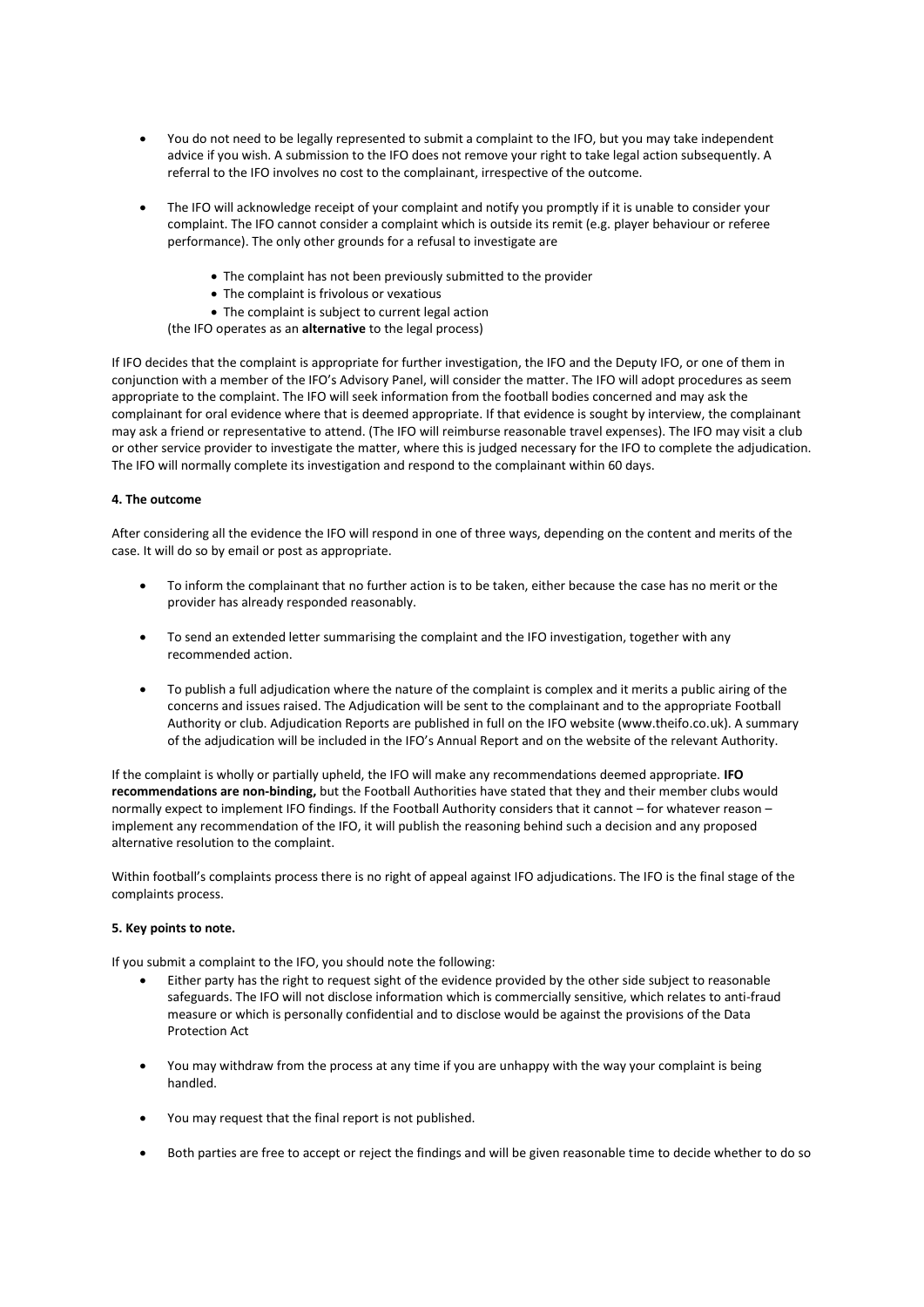- You do not need to be legally represented to submit a complaint to the IFO, but you may take independent advice if you wish. A submission to the IFO does not remove your right to take legal action subsequently. A referral to the IFO involves no cost to the complainant, irrespective of the outcome.

- The IFO will acknowledge receipt of your complaint and notify you promptly if it is unable to consider your complaint. The IFO cannot consider a complaint which is outside its remit (e.g. player behaviour or referee performance). The only other grounds for a refusal to investigate are

  - The complaint has not been previously submitted to the provider
  - The complaint is frivolous or vexatious
  - The complaint is subject to current legal action

  (the IFO operates as an **alternative** to the legal process)

If IFO decides that the complaint is appropriate for further investigation, the IFO and the Deputy IFO, or one of them in conjunction with a member of the IFO's Advisory Panel, will consider the matter. The IFO will adopt procedures as seem appropriate to the complaint. The IFO will seek information from the football bodies concerned and may ask the complainant for oral evidence where that is deemed appropriate. If that evidence is sought by interview, the complainant may ask a friend or representative to attend. (The IFO will reimburse reasonable travel expenses). The IFO may visit a club or other service provider to investigate the matter, where this is judged necessary for the IFO to complete the adjudication. The IFO will normally complete its investigation and respond to the complainant within 60 days.

#### 4. The outcome

After considering all the evidence the IFO will respond in one of three ways, depending on the content and merits of the case. It will do so by email or post as appropriate.

- To inform the complainant that no further action is to be taken, either because the case has no merit or the provider has already responded reasonably.

- To send an extended letter summarising the complaint and the IFO investigation, together with any recommended action.

- To publish a full adjudication where the nature of the complaint is complex and it merits a public airing of the concerns and issues raised. The Adjudication will be sent to the complainant and to the appropriate Football Authority or club. Adjudication Reports are published in full on the IFO website (www.theifo.co.uk). A summary of the adjudication will be included in the IFO's Annual Report and on the website of the relevant Authority.

If the complaint is wholly or partially upheld, the IFO will make any recommendations deemed appropriate. **IFO recommendations are non-binding,** but the Football Authorities have stated that they and their member clubs would normally expect to implement IFO findings. If the Football Authority considers that it cannot – for whatever reason – implement any recommendation of the IFO, it will publish the reasoning behind such a decision and any proposed alternative resolution to the complaint.

Within football's complaints process there is no right of appeal against IFO adjudications. The IFO is the final stage of the complaints process.

#### 5. Key points to note.

If you submit a complaint to the IFO, you should note the following:

- Either party has the right to request sight of the evidence provided by the other side subject to reasonable safeguards. The IFO will not disclose information which is commercially sensitive, which relates to anti-fraud measure or which is personally confidential and to disclose would be against the provisions of the Data Protection Act

- You may withdraw from the process at any time if you are unhappy with the way your complaint is being handled.

- You may request that the final report is not published.

- Both parties are free to accept or reject the findings and will be given reasonable time to decide whether to do so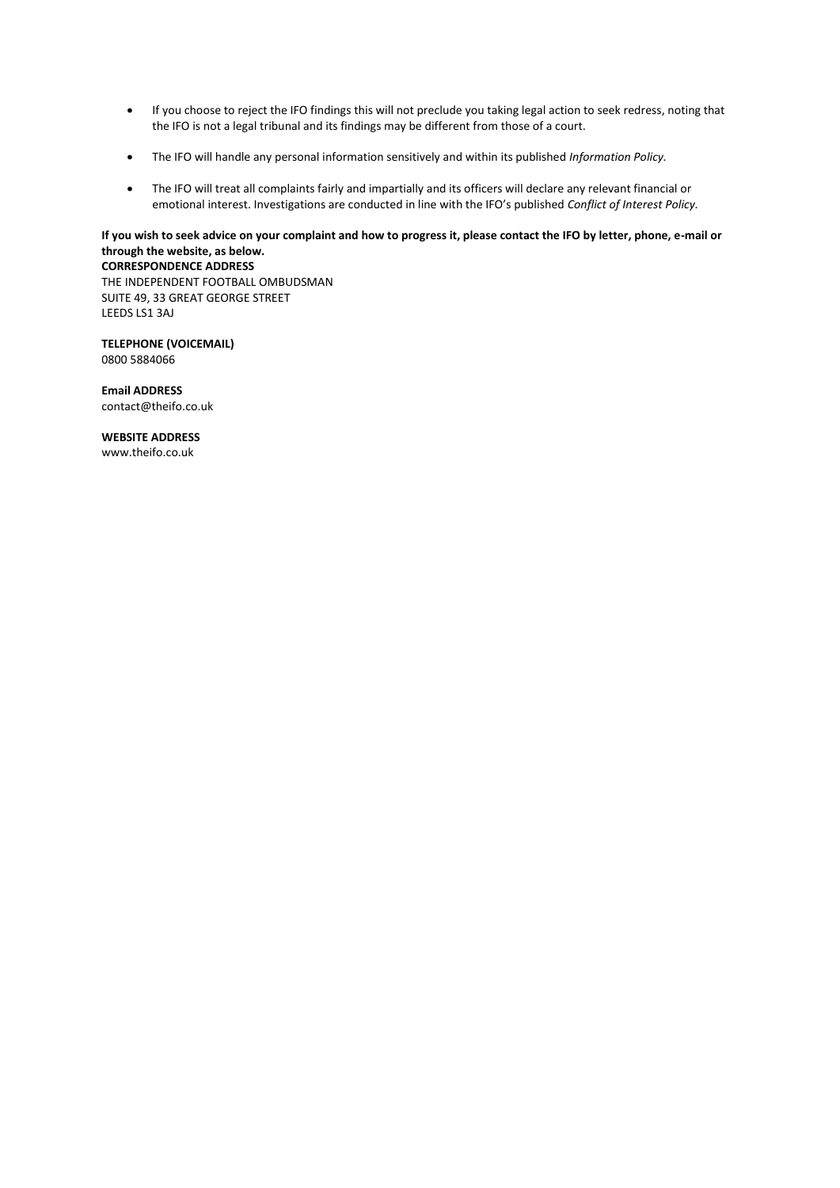- If you choose to reject the IFO findings this will not preclude you taking legal action to seek redress, noting that the IFO is not a legal tribunal and its findings may be different from those of a court.
- The IFO will handle any personal information sensitively and within its published *Information Policy.*
- The IFO will treat all complaints fairly and impartially and its officers will declare any relevant financial or emotional interest. Investigations are conducted in line with the IFO's published *Conflict of Interest Policy.*

**If you wish to seek advice on your complaint and how to progress it, please contact the IFO by letter, phone, e-mail or through the website, as below.**

**CORRESPONDENCE ADDRESS**
THE INDEPENDENT FOOTBALL OMBUDSMAN
SUITE 49, 33 GREAT GEORGE STREET
LEEDS LS1 3AJ

**TELEPHONE (VOICEMAIL)**
0800 5884066

**Email ADDRESS**
contact@theifo.co.uk

**WEBSITE ADDRESS**
www.theifo.co.uk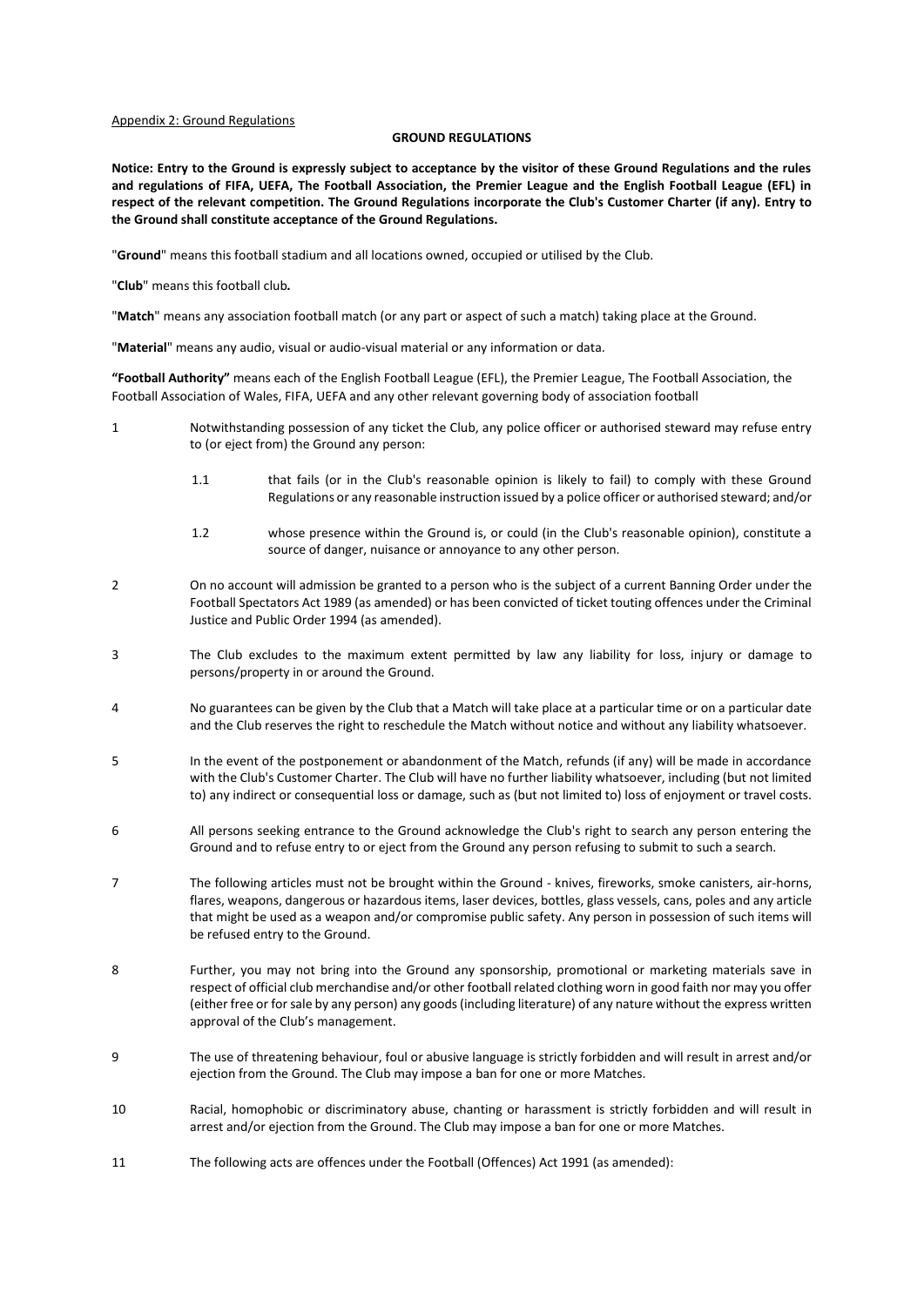Appendix 2: Ground Regulations

## GROUND REGULATIONS

**Notice: Entry to the Ground is expressly subject to acceptance by the visitor of these Ground Regulations and the rules and regulations of FIFA, UEFA, The Football Association, the Premier League and the English Football League (EFL) in respect of the relevant competition. The Ground Regulations incorporate the Club's Customer Charter (if any). Entry to the Ground shall constitute acceptance of the Ground Regulations.**

"**Ground**" means this football stadium and all locations owned, occupied or utilised by the Club.

"**Club**" means this football club*.*

"**Match**" means any association football match (or any part or aspect of such a match) taking place at the Ground.

"**Material**" means any audio, visual or audio-visual material or any information or data.

**"Football Authority"** means each of the English Football League (EFL), the Premier League, The Football Association, the Football Association of Wales, FIFA, UEFA and any other relevant governing body of association football

1 Notwithstanding possession of any ticket the Club, any police officer or authorised steward may refuse entry to (or eject from) the Ground any person:

   1.1 that fails (or in the Club's reasonable opinion is likely to fail) to comply with these Ground Regulations or any reasonable instruction issued by a police officer or authorised steward; and/or

   1.2 whose presence within the Ground is, or could (in the Club's reasonable opinion), constitute a source of danger, nuisance or annoyance to any other person.

2 On no account will admission be granted to a person who is the subject of a current Banning Order under the Football Spectators Act 1989 (as amended) or has been convicted of ticket touting offences under the Criminal Justice and Public Order 1994 (as amended).

3 The Club excludes to the maximum extent permitted by law any liability for loss, injury or damage to persons/property in or around the Ground.

4 No guarantees can be given by the Club that a Match will take place at a particular time or on a particular date and the Club reserves the right to reschedule the Match without notice and without any liability whatsoever.

5 In the event of the postponement or abandonment of the Match, refunds (if any) will be made in accordance with the Club's Customer Charter. The Club will have no further liability whatsoever, including (but not limited to) any indirect or consequential loss or damage, such as (but not limited to) loss of enjoyment or travel costs.

6 All persons seeking entrance to the Ground acknowledge the Club's right to search any person entering the Ground and to refuse entry to or eject from the Ground any person refusing to submit to such a search.

7 The following articles must not be brought within the Ground - knives, fireworks, smoke canisters, air-horns, flares, weapons, dangerous or hazardous items, laser devices, bottles, glass vessels, cans, poles and any article that might be used as a weapon and/or compromise public safety. Any person in possession of such items will be refused entry to the Ground.

8 Further, you may not bring into the Ground any sponsorship, promotional or marketing materials save in respect of official club merchandise and/or other football related clothing worn in good faith nor may you offer (either free or for sale by any person) any goods (including literature) of any nature without the express written approval of the Club's management.

9 The use of threatening behaviour, foul or abusive language is strictly forbidden and will result in arrest and/or ejection from the Ground. The Club may impose a ban for one or more Matches.

10 Racial, homophobic or discriminatory abuse, chanting or harassment is strictly forbidden and will result in arrest and/or ejection from the Ground. The Club may impose a ban for one or more Matches.

11 The following acts are offences under the Football (Offences) Act 1991 (as amended):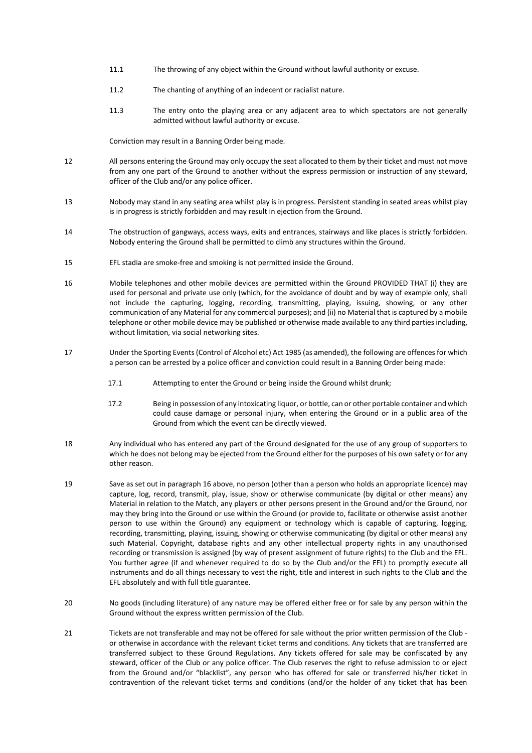11.1 The throwing of any object within the Ground without lawful authority or excuse.

11.2 The chanting of anything of an indecent or racialist nature.

11.3 The entry onto the playing area or any adjacent area to which spectators are not generally admitted without lawful authority or excuse.

Conviction may result in a Banning Order being made.

12 All persons entering the Ground may only occupy the seat allocated to them by their ticket and must not move from any one part of the Ground to another without the express permission or instruction of any steward, officer of the Club and/or any police officer.

13 Nobody may stand in any seating area whilst play is in progress. Persistent standing in seated areas whilst play is in progress is strictly forbidden and may result in ejection from the Ground.

14 The obstruction of gangways, access ways, exits and entrances, stairways and like places is strictly forbidden. Nobody entering the Ground shall be permitted to climb any structures within the Ground.

15 EFL stadia are smoke-free and smoking is not permitted inside the Ground.

16 Mobile telephones and other mobile devices are permitted within the Ground PROVIDED THAT (i) they are used for personal and private use only (which, for the avoidance of doubt and by way of example only, shall not include the capturing, logging, recording, transmitting, playing, issuing, showing, or any other communication of any Material for any commercial purposes); and (ii) no Material that is captured by a mobile telephone or other mobile device may be published or otherwise made available to any third parties including, without limitation, via social networking sites.

17 Under the Sporting Events (Control of Alcohol etc) Act 1985 (as amended), the following are offences for which a person can be arrested by a police officer and conviction could result in a Banning Order being made:

17.1 Attempting to enter the Ground or being inside the Ground whilst drunk;

17.2 Being in possession of any intoxicating liquor, or bottle, can or other portable container and which could cause damage or personal injury, when entering the Ground or in a public area of the Ground from which the event can be directly viewed.

18 Any individual who has entered any part of the Ground designated for the use of any group of supporters to which he does not belong may be ejected from the Ground either for the purposes of his own safety or for any other reason.

19 Save as set out in paragraph 16 above, no person (other than a person who holds an appropriate licence) may capture, log, record, transmit, play, issue, show or otherwise communicate (by digital or other means) any Material in relation to the Match, any players or other persons present in the Ground and/or the Ground, nor may they bring into the Ground or use within the Ground (or provide to, facilitate or otherwise assist another person to use within the Ground) any equipment or technology which is capable of capturing, logging, recording, transmitting, playing, issuing, showing or otherwise communicating (by digital or other means) any such Material. Copyright, database rights and any other intellectual property rights in any unauthorised recording or transmission is assigned (by way of present assignment of future rights) to the Club and the EFL. You further agree (if and whenever required to do so by the Club and/or the EFL) to promptly execute all instruments and do all things necessary to vest the right, title and interest in such rights to the Club and the EFL absolutely and with full title guarantee.

20 No goods (including literature) of any nature may be offered either free or for sale by any person within the Ground without the express written permission of the Club.

21 Tickets are not transferable and may not be offered for sale without the prior written permission of the Club - or otherwise in accordance with the relevant ticket terms and conditions. Any tickets that are transferred are transferred subject to these Ground Regulations. Any tickets offered for sale may be confiscated by any steward, officer of the Club or any police officer. The Club reserves the right to refuse admission to or eject from the Ground and/or "blacklist", any person who has offered for sale or transferred his/her ticket in contravention of the relevant ticket terms and conditions (and/or the holder of any ticket that has been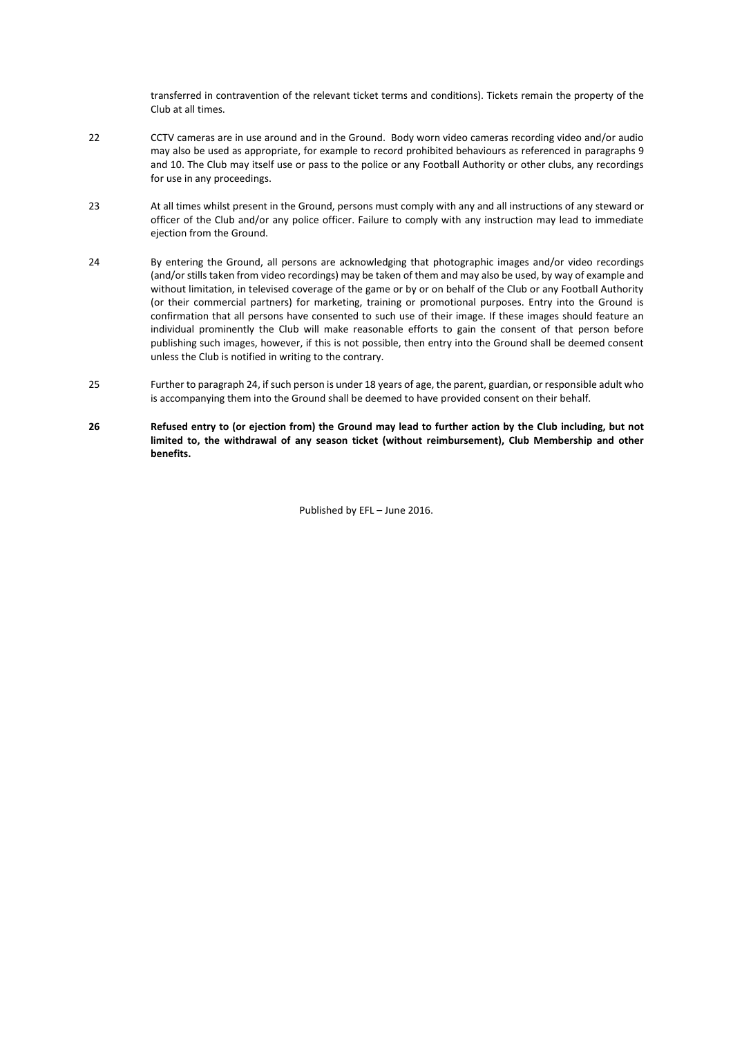transferred in contravention of the relevant ticket terms and conditions). Tickets remain the property of the Club at all times.

22 CCTV cameras are in use around and in the Ground. Body worn video cameras recording video and/or audio may also be used as appropriate, for example to record prohibited behaviours as referenced in paragraphs 9 and 10. The Club may itself use or pass to the police or any Football Authority or other clubs, any recordings for use in any proceedings.

23 At all times whilst present in the Ground, persons must comply with any and all instructions of any steward or officer of the Club and/or any police officer. Failure to comply with any instruction may lead to immediate ejection from the Ground.

24 By entering the Ground, all persons are acknowledging that photographic images and/or video recordings (and/or stills taken from video recordings) may be taken of them and may also be used, by way of example and without limitation, in televised coverage of the game or by or on behalf of the Club or any Football Authority (or their commercial partners) for marketing, training or promotional purposes. Entry into the Ground is confirmation that all persons have consented to such use of their image. If these images should feature an individual prominently the Club will make reasonable efforts to gain the consent of that person before publishing such images, however, if this is not possible, then entry into the Ground shall be deemed consent unless the Club is notified in writing to the contrary.

25 Further to paragraph 24, if such person is under 18 years of age, the parent, guardian, or responsible adult who is accompanying them into the Ground shall be deemed to have provided consent on their behalf.

**26 Refused entry to (or ejection from) the Ground may lead to further action by the Club including, but not limited to, the withdrawal of any season ticket (without reimbursement), Club Membership and other benefits.**

Published by EFL – June 2016.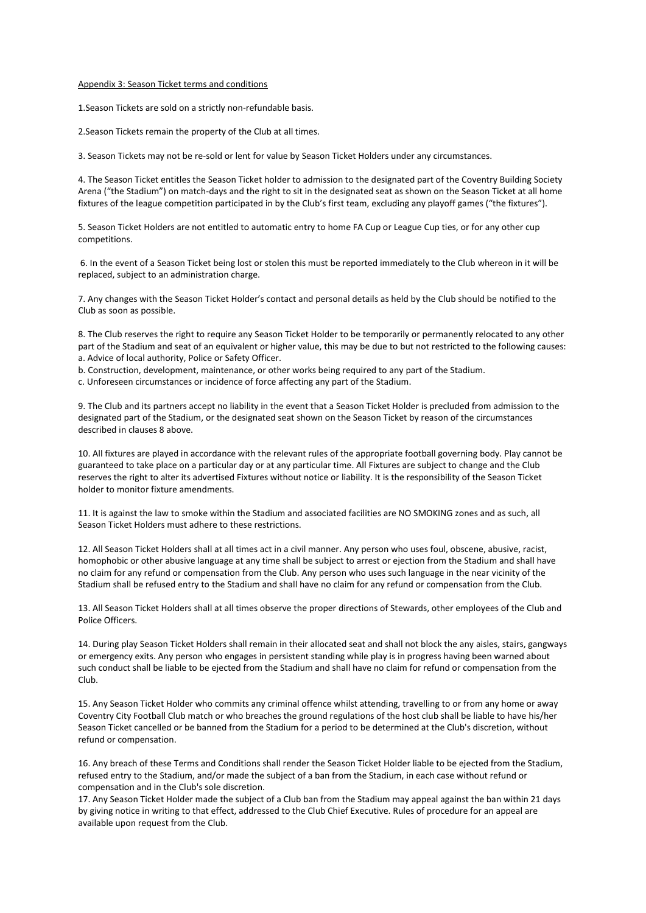Appendix 3: Season Ticket terms and conditions

1.Season Tickets are sold on a strictly non-refundable basis.

2.Season Tickets remain the property of the Club at all times.

3. Season Tickets may not be re-sold or lent for value by Season Ticket Holders under any circumstances.

4. The Season Ticket entitles the Season Ticket holder to admission to the designated part of the Coventry Building Society Arena ("the Stadium") on match-days and the right to sit in the designated seat as shown on the Season Ticket at all home fixtures of the league competition participated in by the Club's first team, excluding any playoff games ("the fixtures").

5. Season Ticket Holders are not entitled to automatic entry to home FA Cup or League Cup ties, or for any other cup competitions.

6. In the event of a Season Ticket being lost or stolen this must be reported immediately to the Club whereon in it will be replaced, subject to an administration charge.

7. Any changes with the Season Ticket Holder's contact and personal details as held by the Club should be notified to the Club as soon as possible.

8. The Club reserves the right to require any Season Ticket Holder to be temporarily or permanently relocated to any other part of the Stadium and seat of an equivalent or higher value, this may be due to but not restricted to the following causes:
a. Advice of local authority, Police or Safety Officer.
b. Construction, development, maintenance, or other works being required to any part of the Stadium.
c. Unforeseen circumstances or incidence of force affecting any part of the Stadium.

9. The Club and its partners accept no liability in the event that a Season Ticket Holder is precluded from admission to the designated part of the Stadium, or the designated seat shown on the Season Ticket by reason of the circumstances described in clauses 8 above.

10. All fixtures are played in accordance with the relevant rules of the appropriate football governing body. Play cannot be guaranteed to take place on a particular day or at any particular time. All Fixtures are subject to change and the Club reserves the right to alter its advertised Fixtures without notice or liability. It is the responsibility of the Season Ticket holder to monitor fixture amendments.

11. It is against the law to smoke within the Stadium and associated facilities are NO SMOKING zones and as such, all Season Ticket Holders must adhere to these restrictions.

12. All Season Ticket Holders shall at all times act in a civil manner. Any person who uses foul, obscene, abusive, racist, homophobic or other abusive language at any time shall be subject to arrest or ejection from the Stadium and shall have no claim for any refund or compensation from the Club. Any person who uses such language in the near vicinity of the Stadium shall be refused entry to the Stadium and shall have no claim for any refund or compensation from the Club.

13. All Season Ticket Holders shall at all times observe the proper directions of Stewards, other employees of the Club and Police Officers.

14. During play Season Ticket Holders shall remain in their allocated seat and shall not block the any aisles, stairs, gangways or emergency exits. Any person who engages in persistent standing while play is in progress having been warned about such conduct shall be liable to be ejected from the Stadium and shall have no claim for refund or compensation from the Club.

15. Any Season Ticket Holder who commits any criminal offence whilst attending, travelling to or from any home or away Coventry City Football Club match or who breaches the ground regulations of the host club shall be liable to have his/her Season Ticket cancelled or be banned from the Stadium for a period to be determined at the Club's discretion, without refund or compensation.

16. Any breach of these Terms and Conditions shall render the Season Ticket Holder liable to be ejected from the Stadium, refused entry to the Stadium, and/or made the subject of a ban from the Stadium, in each case without refund or compensation and in the Club's sole discretion.

17. Any Season Ticket Holder made the subject of a Club ban from the Stadium may appeal against the ban within 21 days by giving notice in writing to that effect, addressed to the Club Chief Executive. Rules of procedure for an appeal are available upon request from the Club.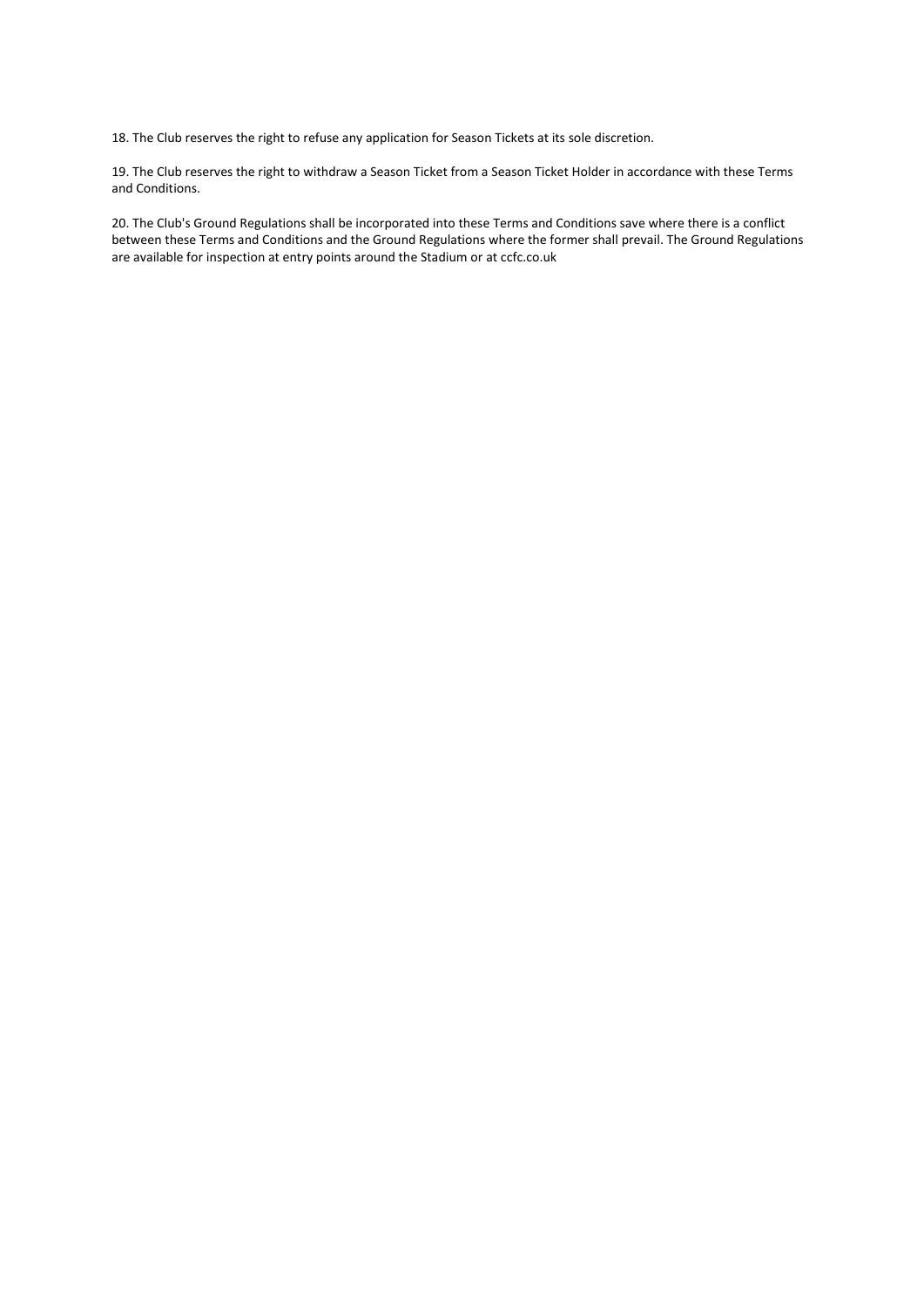18. The Club reserves the right to refuse any application for Season Tickets at its sole discretion.

19. The Club reserves the right to withdraw a Season Ticket from a Season Ticket Holder in accordance with these Terms and Conditions.

20. The Club's Ground Regulations shall be incorporated into these Terms and Conditions save where there is a conflict between these Terms and Conditions and the Ground Regulations where the former shall prevail. The Ground Regulations are available for inspection at entry points around the Stadium or at ccfc.co.uk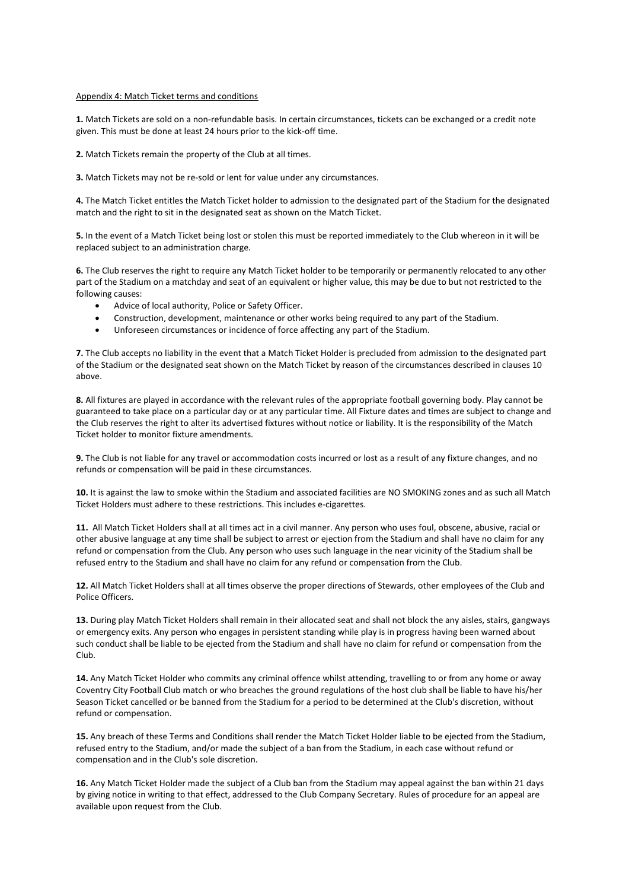Appendix 4: Match Ticket terms and conditions

**1.** Match Tickets are sold on a non-refundable basis. In certain circumstances, tickets can be exchanged or a credit note given. This must be done at least 24 hours prior to the kick-off time.

**2.** Match Tickets remain the property of the Club at all times.

**3.** Match Tickets may not be re-sold or lent for value under any circumstances.

**4.** The Match Ticket entitles the Match Ticket holder to admission to the designated part of the Stadium for the designated match and the right to sit in the designated seat as shown on the Match Ticket.

**5.** In the event of a Match Ticket being lost or stolen this must be reported immediately to the Club whereon in it will be replaced subject to an administration charge.

**6.** The Club reserves the right to require any Match Ticket holder to be temporarily or permanently relocated to any other part of the Stadium on a matchday and seat of an equivalent or higher value, this may be due to but not restricted to the following causes:

- Advice of local authority, Police or Safety Officer.
- Construction, development, maintenance or other works being required to any part of the Stadium.
- Unforeseen circumstances or incidence of force affecting any part of the Stadium.

**7.** The Club accepts no liability in the event that a Match Ticket Holder is precluded from admission to the designated part of the Stadium or the designated seat shown on the Match Ticket by reason of the circumstances described in clauses 10 above.

**8.** All fixtures are played in accordance with the relevant rules of the appropriate football governing body. Play cannot be guaranteed to take place on a particular day or at any particular time. All Fixture dates and times are subject to change and the Club reserves the right to alter its advertised fixtures without notice or liability. It is the responsibility of the Match Ticket holder to monitor fixture amendments.

**9.** The Club is not liable for any travel or accommodation costs incurred or lost as a result of any fixture changes, and no refunds or compensation will be paid in these circumstances.

**10.** It is against the law to smoke within the Stadium and associated facilities are NO SMOKING zones and as such all Match Ticket Holders must adhere to these restrictions. This includes e-cigarettes.

**11.** All Match Ticket Holders shall at all times act in a civil manner. Any person who uses foul, obscene, abusive, racial or other abusive language at any time shall be subject to arrest or ejection from the Stadium and shall have no claim for any refund or compensation from the Club. Any person who uses such language in the near vicinity of the Stadium shall be refused entry to the Stadium and shall have no claim for any refund or compensation from the Club.

**12.** All Match Ticket Holders shall at all times observe the proper directions of Stewards, other employees of the Club and Police Officers.

**13.** During play Match Ticket Holders shall remain in their allocated seat and shall not block the any aisles, stairs, gangways or emergency exits. Any person who engages in persistent standing while play is in progress having been warned about such conduct shall be liable to be ejected from the Stadium and shall have no claim for refund or compensation from the Club.

**14.** Any Match Ticket Holder who commits any criminal offence whilst attending, travelling to or from any home or away Coventry City Football Club match or who breaches the ground regulations of the host club shall be liable to have his/her Season Ticket cancelled or be banned from the Stadium for a period to be determined at the Club's discretion, without refund or compensation.

**15.** Any breach of these Terms and Conditions shall render the Match Ticket Holder liable to be ejected from the Stadium, refused entry to the Stadium, and/or made the subject of a ban from the Stadium, in each case without refund or compensation and in the Club's sole discretion.

**16.** Any Match Ticket Holder made the subject of a Club ban from the Stadium may appeal against the ban within 21 days by giving notice in writing to that effect, addressed to the Club Company Secretary. Rules of procedure for an appeal are available upon request from the Club.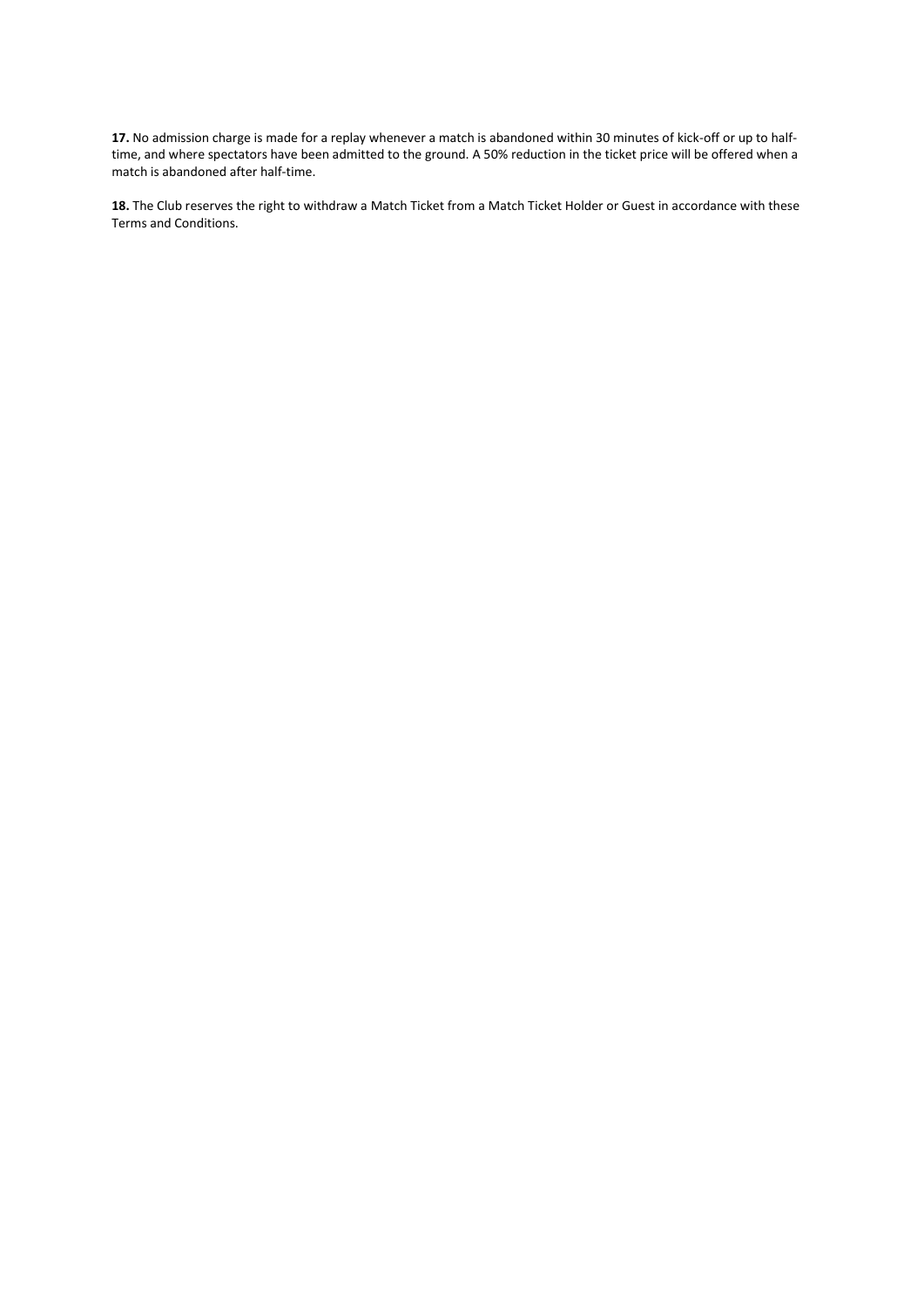**17.** No admission charge is made for a replay whenever a match is abandoned within 30 minutes of kick-off or up to half-time, and where spectators have been admitted to the ground. A 50% reduction in the ticket price will be offered when a match is abandoned after half-time.

**18.** The Club reserves the right to withdraw a Match Ticket from a Match Ticket Holder or Guest in accordance with these Terms and Conditions.